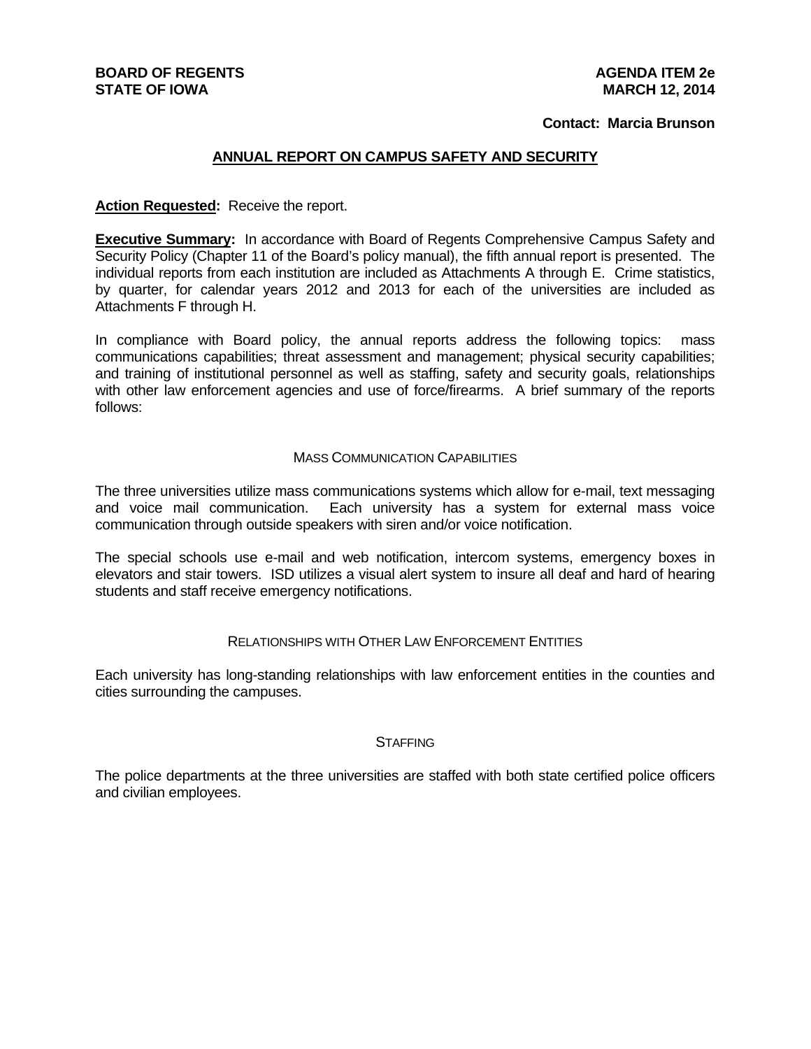**BOARD OF REGENTS**
**STATE OF IOWA**

**AGENDA ITEM 2e**
**MARCH 12, 2014**

**Contact: Marcia Brunson**

## ANNUAL REPORT ON CAMPUS SAFETY AND SECURITY

**Action Requested:** Receive the report.

**Executive Summary:** In accordance with Board of Regents Comprehensive Campus Safety and Security Policy (Chapter 11 of the Board's policy manual), the fifth annual report is presented. The individual reports from each institution are included as Attachments A through E. Crime statistics, by quarter, for calendar years 2012 and 2013 for each of the universities are included as Attachments F through H.

In compliance with Board policy, the annual reports address the following topics: mass communications capabilities; threat assessment and management; physical security capabilities; and training of institutional personnel as well as staffing, safety and security goals, relationships with other law enforcement agencies and use of force/firearms. A brief summary of the reports follows:

### MASS COMMUNICATION CAPABILITIES

The three universities utilize mass communications systems which allow for e-mail, text messaging and voice mail communication. Each university has a system for external mass voice communication through outside speakers with siren and/or voice notification.

The special schools use e-mail and web notification, intercom systems, emergency boxes in elevators and stair towers. ISD utilizes a visual alert system to insure all deaf and hard of hearing students and staff receive emergency notifications.

### RELATIONSHIPS WITH OTHER LAW ENFORCEMENT ENTITIES

Each university has long-standing relationships with law enforcement entities in the counties and cities surrounding the campuses.

### STAFFING

The police departments at the three universities are staffed with both state certified police officers and civilian employees.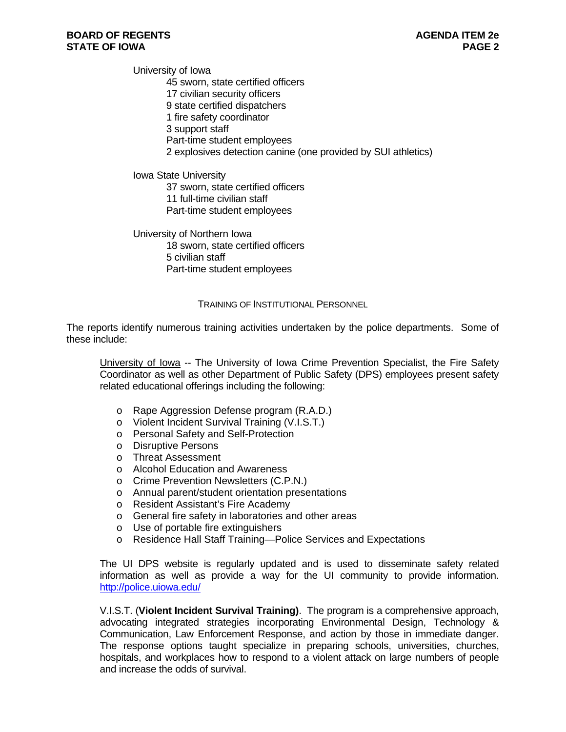University of Iowa

- 45 sworn, state certified officers
- 17 civilian security officers
- 9 state certified dispatchers
- 1 fire safety coordinator
- 3 support staff
- Part-time student employees
- 2 explosives detection canine (one provided by SUI athletics)

Iowa State University

- 37 sworn, state certified officers
- 11 full-time civilian staff
- Part-time student employees

University of Northern Iowa

- 18 sworn, state certified officers
- 5 civilian staff
- Part-time student employees

## TRAINING OF INSTITUTIONAL PERSONNEL

The reports identify numerous training activities undertaken by the police departments. Some of these include:

University of Iowa -- The University of Iowa Crime Prevention Specialist, the Fire Safety Coordinator as well as other Department of Public Safety (DPS) employees present safety related educational offerings including the following:

- Rape Aggression Defense program (R.A.D.)
- Violent Incident Survival Training (V.I.S.T.)
- Personal Safety and Self-Protection
- Disruptive Persons
- Threat Assessment
- Alcohol Education and Awareness
- Crime Prevention Newsletters (C.P.N.)
- Annual parent/student orientation presentations
- Resident Assistant's Fire Academy
- General fire safety in laboratories and other areas
- Use of portable fire extinguishers
- Residence Hall Staff Training—Police Services and Expectations

The UI DPS website is regularly updated and is used to disseminate safety related information as well as provide a way for the UI community to provide information. http://police.uiowa.edu/

V.I.S.T. (**Violent Incident Survival Training)**. The program is a comprehensive approach, advocating integrated strategies incorporating Environmental Design, Technology & Communication, Law Enforcement Response, and action by those in immediate danger. The response options taught specialize in preparing schools, universities, churches, hospitals, and workplaces how to respond to a violent attack on large numbers of people and increase the odds of survival.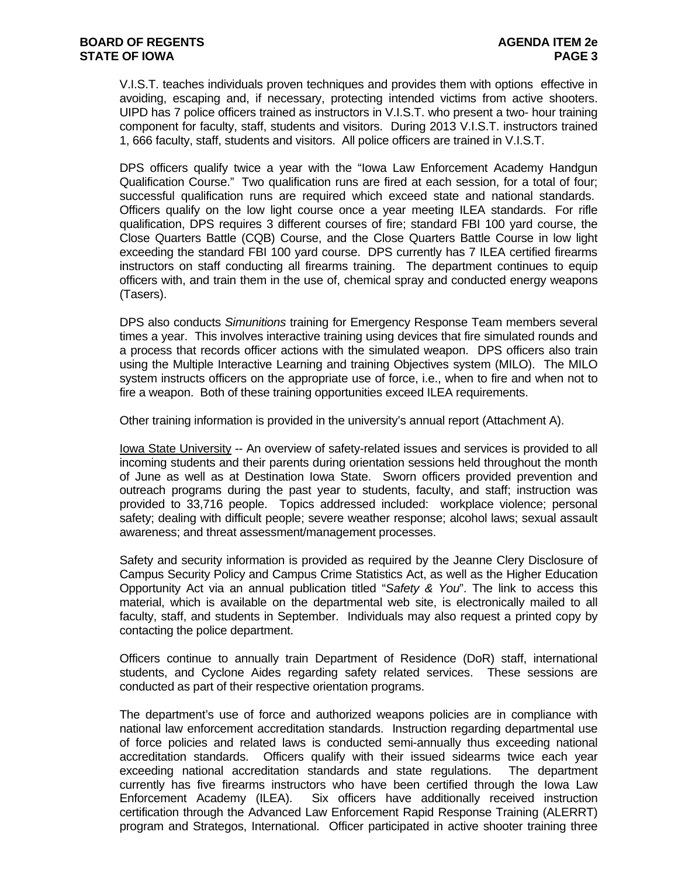V.I.S.T. teaches individuals proven techniques and provides them with options effective in avoiding, escaping and, if necessary, protecting intended victims from active shooters. UIPD has 7 police officers trained as instructors in V.I.S.T. who present a two- hour training component for faculty, staff, students and visitors. During 2013 V.I.S.T. instructors trained 1, 666 faculty, staff, students and visitors. All police officers are trained in V.I.S.T.

DPS officers qualify twice a year with the "Iowa Law Enforcement Academy Handgun Qualification Course." Two qualification runs are fired at each session, for a total of four; successful qualification runs are required which exceed state and national standards. Officers qualify on the low light course once a year meeting ILEA standards. For rifle qualification, DPS requires 3 different courses of fire; standard FBI 100 yard course, the Close Quarters Battle (CQB) Course, and the Close Quarters Battle Course in low light exceeding the standard FBI 100 yard course. DPS currently has 7 ILEA certified firearms instructors on staff conducting all firearms training. The department continues to equip officers with, and train them in the use of, chemical spray and conducted energy weapons (Tasers).

DPS also conducts *Simunitions* training for Emergency Response Team members several times a year. This involves interactive training using devices that fire simulated rounds and a process that records officer actions with the simulated weapon. DPS officers also train using the Multiple Interactive Learning and training Objectives system (MILO). The MILO system instructs officers on the appropriate use of force, i.e., when to fire and when not to fire a weapon. Both of these training opportunities exceed ILEA requirements.

Other training information is provided in the university's annual report (Attachment A).

Iowa State University -- An overview of safety-related issues and services is provided to all incoming students and their parents during orientation sessions held throughout the month of June as well as at Destination Iowa State. Sworn officers provided prevention and outreach programs during the past year to students, faculty, and staff; instruction was provided to 33,716 people. Topics addressed included: workplace violence; personal safety; dealing with difficult people; severe weather response; alcohol laws; sexual assault awareness; and threat assessment/management processes.

Safety and security information is provided as required by the Jeanne Clery Disclosure of Campus Security Policy and Campus Crime Statistics Act, as well as the Higher Education Opportunity Act via an annual publication titled "*Safety & You*". The link to access this material, which is available on the departmental web site, is electronically mailed to all faculty, staff, and students in September. Individuals may also request a printed copy by contacting the police department.

Officers continue to annually train Department of Residence (DoR) staff, international students, and Cyclone Aides regarding safety related services. These sessions are conducted as part of their respective orientation programs.

The department's use of force and authorized weapons policies are in compliance with national law enforcement accreditation standards. Instruction regarding departmental use of force policies and related laws is conducted semi-annually thus exceeding national accreditation standards. Officers qualify with their issued sidearms twice each year exceeding national accreditation standards and state regulations. The department currently has five firearms instructors who have been certified through the Iowa Law Enforcement Academy (ILEA). Six officers have additionally received instruction certification through the Advanced Law Enforcement Rapid Response Training (ALERRT) program and Strategos, International. Officer participated in active shooter training three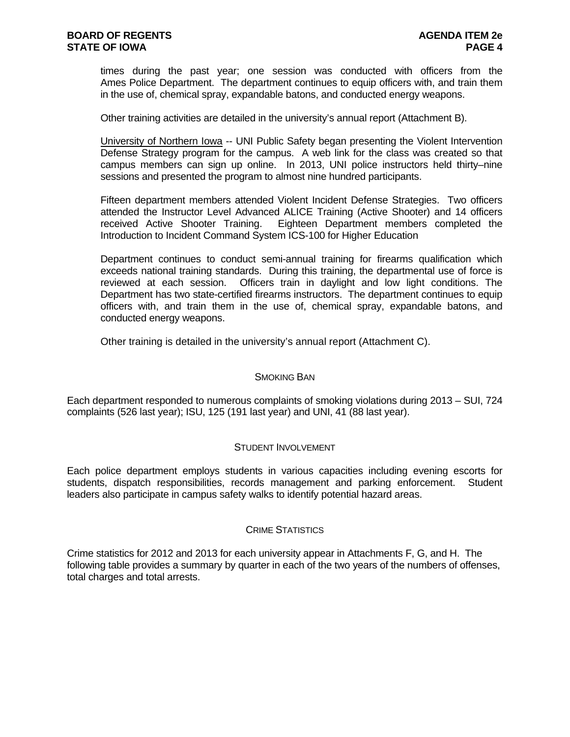times during the past year; one session was conducted with officers from the Ames Police Department. The department continues to equip officers with, and train them in the use of, chemical spray, expandable batons, and conducted energy weapons.

Other training activities are detailed in the university's annual report (Attachment B).

University of Northern Iowa -- UNI Public Safety began presenting the Violent Intervention Defense Strategy program for the campus. A web link for the class was created so that campus members can sign up online. In 2013, UNI police instructors held thirty–nine sessions and presented the program to almost nine hundred participants.

Fifteen department members attended Violent Incident Defense Strategies. Two officers attended the Instructor Level Advanced ALICE Training (Active Shooter) and 14 officers received Active Shooter Training. Eighteen Department members completed the Introduction to Incident Command System ICS-100 for Higher Education

Department continues to conduct semi-annual training for firearms qualification which exceeds national training standards. During this training, the departmental use of force is reviewed at each session. Officers train in daylight and low light conditions. The Department has two state-certified firearms instructors. The department continues to equip officers with, and train them in the use of, chemical spray, expandable batons, and conducted energy weapons.

Other training is detailed in the university's annual report (Attachment C).

## SMOKING BAN

Each department responded to numerous complaints of smoking violations during 2013 – SUI, 724 complaints (526 last year); ISU, 125 (191 last year) and UNI, 41 (88 last year).

## STUDENT INVOLVEMENT

Each police department employs students in various capacities including evening escorts for students, dispatch responsibilities, records management and parking enforcement. Student leaders also participate in campus safety walks to identify potential hazard areas.

## CRIME STATISTICS

Crime statistics for 2012 and 2013 for each university appear in Attachments F, G, and H. The following table provides a summary by quarter in each of the two years of the numbers of offenses, total charges and total arrests.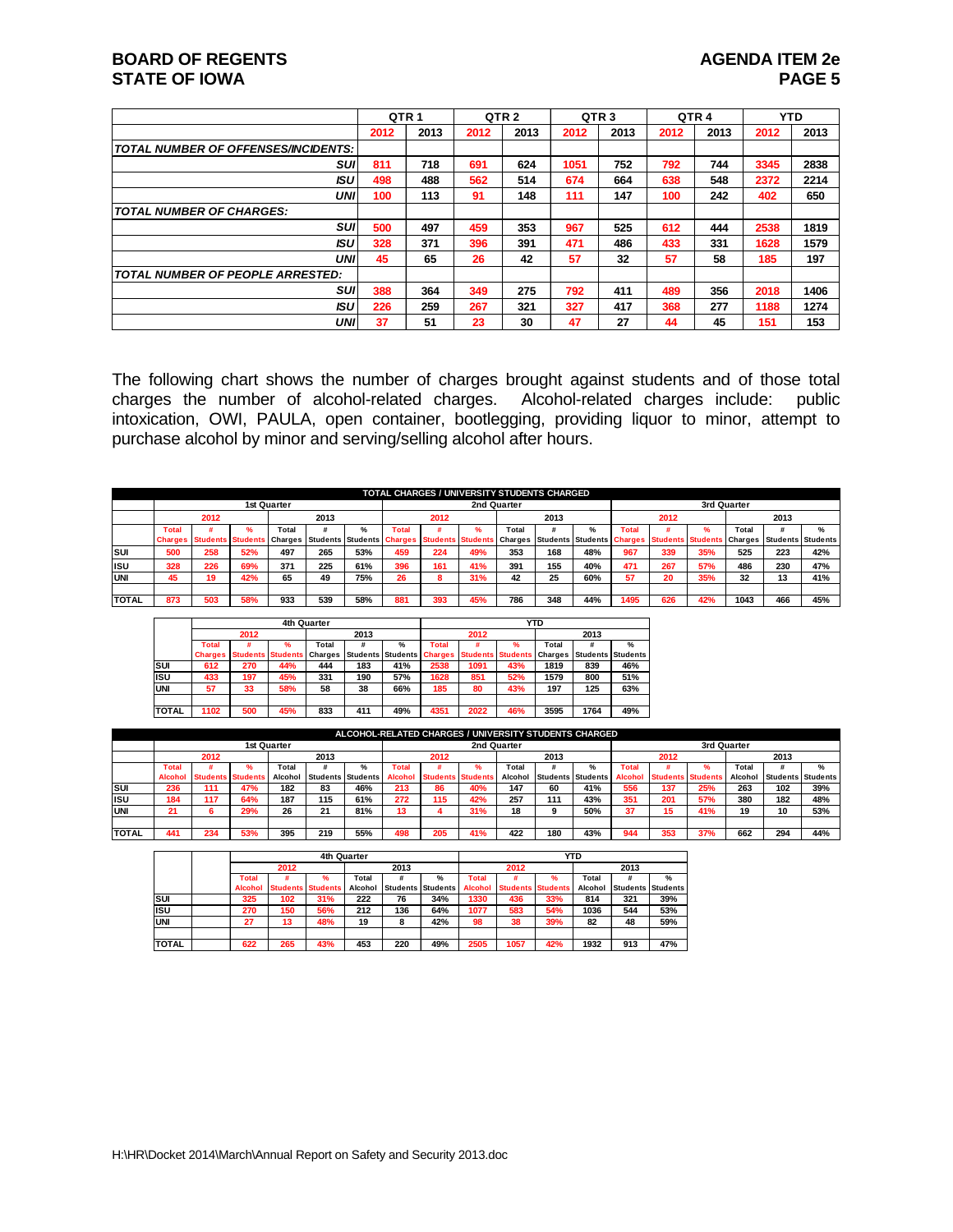| | QTR 1 | | QTR 2 | | QTR 3 | | QTR 4 | | YTD | |
|---|---|---|---|---|---|---|---|---|---|---|
| | 2012 | 2013 | 2012 | 2013 | 2012 | 2013 | 2012 | 2013 | 2012 | 2013 |
| *TOTAL NUMBER OF OFFENSES/INCIDENTS:* | | | | | | | | | | |
| *SUI* | 811 | 718 | 691 | 624 | 1051 | 752 | 792 | 744 | 3345 | 2838 |
| *ISU* | 498 | 488 | 562 | 514 | 674 | 664 | 638 | 548 | 2372 | 2214 |
| *UNI* | 100 | 113 | 91 | 148 | 111 | 147 | 100 | 242 | 402 | 650 |
| *TOTAL NUMBER OF CHARGES:* | | | | | | | | | | |
| *SUI* | 500 | 497 | 459 | 353 | 967 | 525 | 612 | 444 | 2538 | 1819 |
| *ISU* | 328 | 371 | 396 | 391 | 471 | 486 | 433 | 331 | 1628 | 1579 |
| *UNI* | 45 | 65 | 26 | 42 | 57 | 32 | 57 | 58 | 185 | 197 |
| *TOTAL NUMBER OF PEOPLE ARRESTED:* | | | | | | | | | | |
| *SUI* | 388 | 364 | 349 | 275 | 792 | 411 | 489 | 356 | 2018 | 1406 |
| *ISU* | 226 | 259 | 267 | 321 | 327 | 417 | 368 | 277 | 1188 | 1274 |
| *UNI* | 37 | 51 | 23 | 30 | 47 | 27 | 44 | 45 | 151 | 153 |

The following chart shows the number of charges brought against students and of those total charges the number of alcohol-related charges. Alcohol-related charges include: public intoxication, OWI, PAULA, open container, bootlegging, providing liquor to minor, attempt to purchase alcohol by minor and serving/selling alcohol after hours.

**TOTAL CHARGES / UNIVERSITY STUDENTS CHARGED**

| | 1st Quarter | | | | | | 2nd Quarter | | | | | | 3rd Quarter | | | | | |
|---|---|---|---|---|---|---|---|---|---|---|---|---|---|---|---|---|---|---|
| | 2012 | | | 2013 | | | 2012 | | | 2013 | | | 2012 | | | 2013 | | |
| | Total Charges | # Students | % Students | Total Charges | # Students | % Students | Total Charges | # Students | % Students | Total Charges | # Students | % Students | Total Charges | # Students | % Students | Total Charges | # Students | % Students |
| SUI | 500 | 258 | 52% | 497 | 265 | 53% | 459 | 224 | 49% | 353 | 168 | 48% | 967 | 339 | 35% | 525 | 223 | 42% |
| ISU | 328 | 226 | 69% | 371 | 225 | 61% | 396 | 161 | 41% | 391 | 155 | 40% | 471 | 267 | 57% | 486 | 230 | 47% |
| UNI | 45 | 19 | 42% | 65 | 49 | 75% | 26 | 8 | 31% | 42 | 25 | 60% | 57 | 20 | 35% | 32 | 13 | 41% |
| TOTAL | 873 | 503 | 58% | 933 | 539 | 58% | 881 | 393 | 45% | 786 | 348 | 44% | 1495 | 626 | 42% | 1043 | 466 | 45% |

| | 4th Quarter | | | | | | YTD | | | | | |
|---|---|---|---|---|---|---|---|---|---|---|---|---|
| | 2012 | | | 2013 | | | 2012 | | | 2013 | | |
| | Total Charges | # Students | % Students | Total Charges | # Students | % Students | Total Charges | # Students | % Students | Total Charges | # Students | % Students |
| SUI | 612 | 270 | 44% | 444 | 183 | 41% | 2538 | 1091 | 43% | 1819 | 839 | 46% |
| ISU | 433 | 197 | 45% | 331 | 190 | 57% | 1628 | 851 | 52% | 1579 | 800 | 51% |
| UNI | 57 | 33 | 58% | 58 | 38 | 66% | 185 | 80 | 43% | 197 | 125 | 63% |
| TOTAL | 1102 | 500 | 45% | 833 | 411 | 49% | 4351 | 2022 | 46% | 3595 | 1764 | 49% |

**ALCOHOL-RELATED CHARGES / UNIVERSITY STUDENTS CHARGED**

| | 1st Quarter | | | | | | 2nd Quarter | | | | | | 3rd Quarter | | | | | |
|---|---|---|---|---|---|---|---|---|---|---|---|---|---|---|---|---|---|---|
| | 2012 | | | 2013 | | | 2012 | | | 2013 | | | 2012 | | | 2013 | | |
| | Total Alcohol | # Students | % Students | Total Alcohol | # Students | % Students | Total Alcohol | # Students | % Students | Total Alcohol | # Students | % Students | Total Alcohol | # Students | % Students | Total Alcohol | # Students | % Students |
| SUI | 236 | 111 | 47% | 182 | 83 | 46% | 213 | 86 | 40% | 147 | 60 | 41% | 556 | 137 | 25% | 263 | 102 | 39% |
| ISU | 184 | 117 | 64% | 187 | 115 | 61% | 272 | 115 | 42% | 257 | 111 | 43% | 351 | 201 | 57% | 380 | 182 | 48% |
| UNI | 21 | 6 | 29% | 26 | 21 | 81% | 13 | 4 | 31% | 18 | 9 | 50% | 37 | 15 | 41% | 19 | 10 | 53% |
| TOTAL | 441 | 234 | 53% | 395 | 219 | 55% | 498 | 205 | 41% | 422 | 180 | 43% | 944 | 353 | 37% | 662 | 294 | 44% |

| | 4th Quarter | | | | | | YTD | | | | | |
|---|---|---|---|---|---|---|---|---|---|---|---|---|
| | 2012 | | | 2013 | | | 2012 | | | 2013 | | |
| | Total Alcohol | # Students | % Students | Total Alcohol | # Students | % Students | Total Alcohol | # Students | % Students | Total Alcohol | # Students | % Students |
| SUI | 325 | 102 | 31% | 222 | 76 | 34% | 1330 | 436 | 33% | 814 | 321 | 39% |
| ISU | 270 | 150 | 56% | 212 | 136 | 64% | 1077 | 583 | 54% | 1036 | 544 | 53% |
| UNI | 27 | 13 | 48% | 19 | 8 | 42% | 98 | 38 | 39% | 82 | 48 | 59% |
| TOTAL | 622 | 265 | 43% | 453 | 220 | 49% | 2505 | 1057 | 42% | 1932 | 913 | 47% |

H:\HR\Docket 2014\March\Annual Report on Safety and Security 2013.doc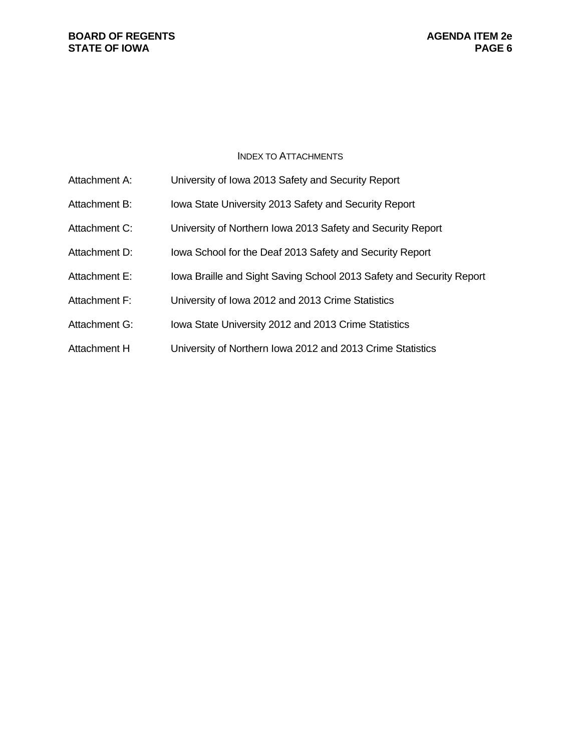## INDEX TO ATTACHMENTS

| | |
|---|---|
| Attachment A: | University of Iowa 2013 Safety and Security Report |
| Attachment B: | Iowa State University 2013 Safety and Security Report |
| Attachment C: | University of Northern Iowa 2013 Safety and Security Report |
| Attachment D: | Iowa School for the Deaf 2013 Safety and Security Report |
| Attachment E: | Iowa Braille and Sight Saving School 2013 Safety and Security Report |
| Attachment F: | University of Iowa 2012 and 2013 Crime Statistics |
| Attachment G: | Iowa State University 2012 and 2013 Crime Statistics |
| Attachment H | University of Northern Iowa 2012 and 2013 Crime Statistics |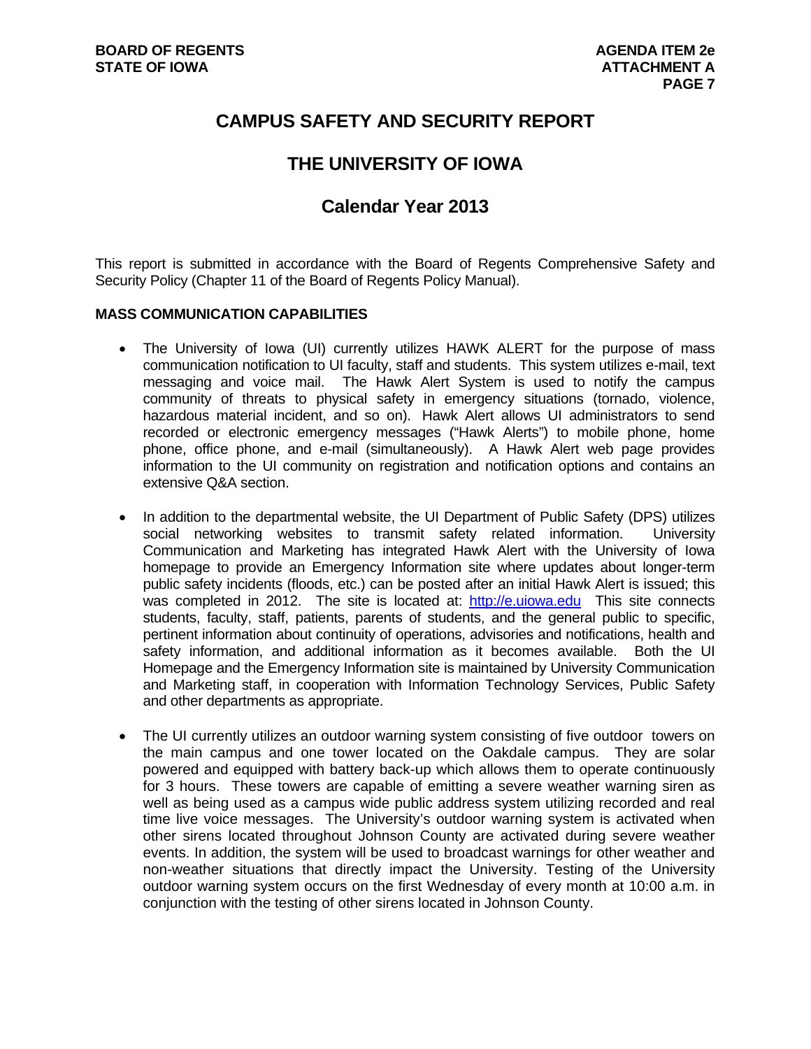# CAMPUS SAFETY AND SECURITY REPORT

## THE UNIVERSITY OF IOWA

## Calendar Year 2013

This report is submitted in accordance with the Board of Regents Comprehensive Safety and Security Policy (Chapter 11 of the Board of Regents Policy Manual).

**MASS COMMUNICATION CAPABILITIES**

- The University of Iowa (UI) currently utilizes HAWK ALERT for the purpose of mass communication notification to UI faculty, staff and students. This system utilizes e-mail, text messaging and voice mail. The Hawk Alert System is used to notify the campus community of threats to physical safety in emergency situations (tornado, violence, hazardous material incident, and so on). Hawk Alert allows UI administrators to send recorded or electronic emergency messages ("Hawk Alerts") to mobile phone, home phone, office phone, and e-mail (simultaneously). A Hawk Alert web page provides information to the UI community on registration and notification options and contains an extensive Q&A section.

- In addition to the departmental website, the UI Department of Public Safety (DPS) utilizes social networking websites to transmit safety related information. University Communication and Marketing has integrated Hawk Alert with the University of Iowa homepage to provide an Emergency Information site where updates about longer-term public safety incidents (floods, etc.) can be posted after an initial Hawk Alert is issued; this was completed in 2012. The site is located at: http://e.uiowa.edu This site connects students, faculty, staff, patients, parents of students, and the general public to specific, pertinent information about continuity of operations, advisories and notifications, health and safety information, and additional information as it becomes available. Both the UI Homepage and the Emergency Information site is maintained by University Communication and Marketing staff, in cooperation with Information Technology Services, Public Safety and other departments as appropriate.

- The UI currently utilizes an outdoor warning system consisting of five outdoor towers on the main campus and one tower located on the Oakdale campus. They are solar powered and equipped with battery back-up which allows them to operate continuously for 3 hours. These towers are capable of emitting a severe weather warning siren as well as being used as a campus wide public address system utilizing recorded and real time live voice messages. The University's outdoor warning system is activated when other sirens located throughout Johnson County are activated during severe weather events. In addition, the system will be used to broadcast warnings for other weather and non-weather situations that directly impact the University. Testing of the University outdoor warning system occurs on the first Wednesday of every month at 10:00 a.m. in conjunction with the testing of other sirens located in Johnson County.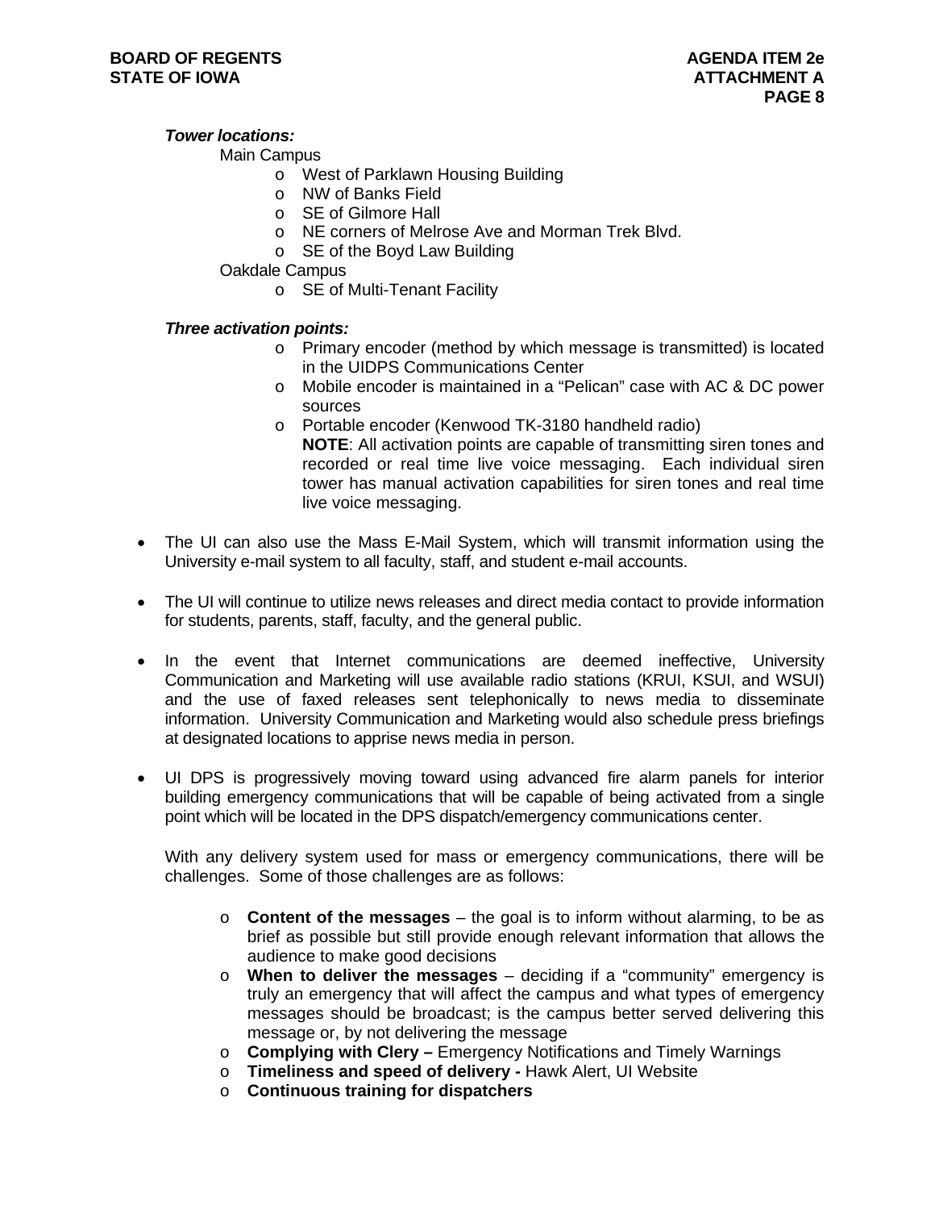***Tower locations:***

Main Campus

- West of Parklawn Housing Building
- NW of Banks Field
- SE of Gilmore Hall
- NE corners of Melrose Ave and Morman Trek Blvd.
- SE of the Boyd Law Building

Oakdale Campus

- SE of Multi-Tenant Facility

***Three activation points:***

- Primary encoder (method by which message is transmitted) is located in the UIDPS Communications Center
- Mobile encoder is maintained in a "Pelican" case with AC & DC power sources
- Portable encoder (Kenwood TK-3180 handheld radio)
  **NOTE**: All activation points are capable of transmitting siren tones and recorded or real time live voice messaging. Each individual siren tower has manual activation capabilities for siren tones and real time live voice messaging.

- The UI can also use the Mass E-Mail System, which will transmit information using the University e-mail system to all faculty, staff, and student e-mail accounts.

- The UI will continue to utilize news releases and direct media contact to provide information for students, parents, staff, faculty, and the general public.

- In the event that Internet communications are deemed ineffective, University Communication and Marketing will use available radio stations (KRUI, KSUI, and WSUI) and the use of faxed releases sent telephonically to news media to disseminate information. University Communication and Marketing would also schedule press briefings at designated locations to apprise news media in person.

- UI DPS is progressively moving toward using advanced fire alarm panels for interior building emergency communications that will be capable of being activated from a single point which will be located in the DPS dispatch/emergency communications center.

  With any delivery system used for mass or emergency communications, there will be challenges. Some of those challenges are as follows:

  - **Content of the messages** – the goal is to inform without alarming, to be as brief as possible but still provide enough relevant information that allows the audience to make good decisions
  - **When to deliver the messages** – deciding if a "community" emergency is truly an emergency that will affect the campus and what types of emergency messages should be broadcast; is the campus better served delivering this message or, by not delivering the message
  - **Complying with Clery –** Emergency Notifications and Timely Warnings
  - **Timeliness and speed of delivery -** Hawk Alert, UI Website
  - **Continuous training for dispatchers**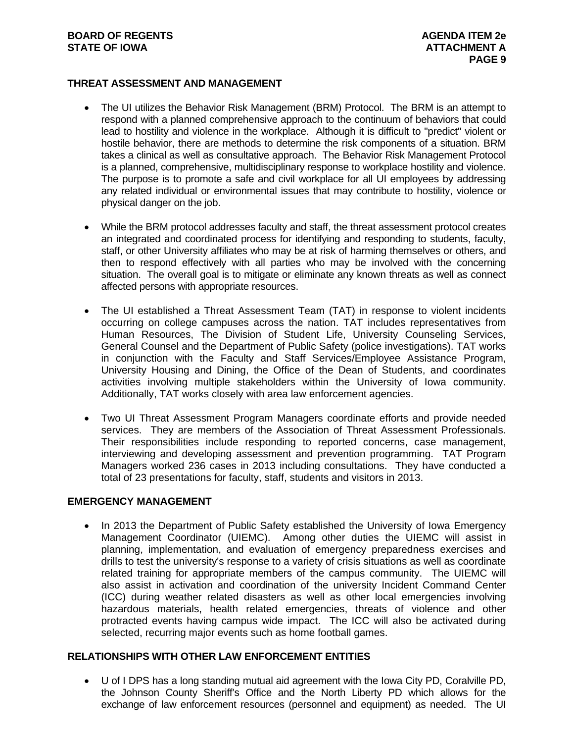## THREAT ASSESSMENT AND MANAGEMENT

- The UI utilizes the Behavior Risk Management (BRM) Protocol. The BRM is an attempt to respond with a planned comprehensive approach to the continuum of behaviors that could lead to hostility and violence in the workplace. Although it is difficult to "predict" violent or hostile behavior, there are methods to determine the risk components of a situation. BRM takes a clinical as well as consultative approach. The Behavior Risk Management Protocol is a planned, comprehensive, multidisciplinary response to workplace hostility and violence. The purpose is to promote a safe and civil workplace for all UI employees by addressing any related individual or environmental issues that may contribute to hostility, violence or physical danger on the job.

- While the BRM protocol addresses faculty and staff, the threat assessment protocol creates an integrated and coordinated process for identifying and responding to students, faculty, staff, or other University affiliates who may be at risk of harming themselves or others, and then to respond effectively with all parties who may be involved with the concerning situation. The overall goal is to mitigate or eliminate any known threats as well as connect affected persons with appropriate resources.

- The UI established a Threat Assessment Team (TAT) in response to violent incidents occurring on college campuses across the nation. TAT includes representatives from Human Resources, The Division of Student Life, University Counseling Services, General Counsel and the Department of Public Safety (police investigations). TAT works in conjunction with the Faculty and Staff Services/Employee Assistance Program, University Housing and Dining, the Office of the Dean of Students, and coordinates activities involving multiple stakeholders within the University of Iowa community. Additionally, TAT works closely with area law enforcement agencies.

- Two UI Threat Assessment Program Managers coordinate efforts and provide needed services. They are members of the Association of Threat Assessment Professionals. Their responsibilities include responding to reported concerns, case management, interviewing and developing assessment and prevention programming. TAT Program Managers worked 236 cases in 2013 including consultations. They have conducted a total of 23 presentations for faculty, staff, students and visitors in 2013.

## EMERGENCY MANAGEMENT

- In 2013 the Department of Public Safety established the University of Iowa Emergency Management Coordinator (UIEMC). Among other duties the UIEMC will assist in planning, implementation, and evaluation of emergency preparedness exercises and drills to test the university's response to a variety of crisis situations as well as coordinate related training for appropriate members of the campus community. The UIEMC will also assist in activation and coordination of the university Incident Command Center (ICC) during weather related disasters as well as other local emergencies involving hazardous materials, health related emergencies, threats of violence and other protracted events having campus wide impact. The ICC will also be activated during selected, recurring major events such as home football games.

## RELATIONSHIPS WITH OTHER LAW ENFORCEMENT ENTITIES

- U of I DPS has a long standing mutual aid agreement with the Iowa City PD, Coralville PD, the Johnson County Sheriff's Office and the North Liberty PD which allows for the exchange of law enforcement resources (personnel and equipment) as needed. The UI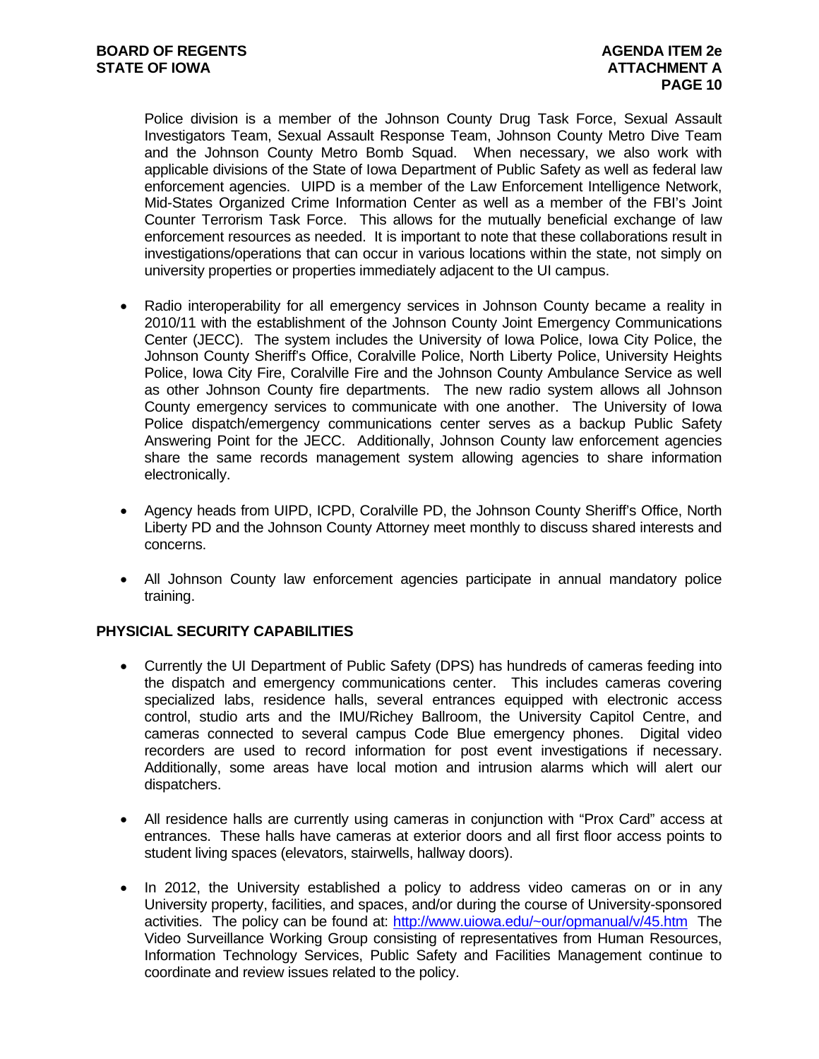Police division is a member of the Johnson County Drug Task Force, Sexual Assault Investigators Team, Sexual Assault Response Team, Johnson County Metro Dive Team and the Johnson County Metro Bomb Squad. When necessary, we also work with applicable divisions of the State of Iowa Department of Public Safety as well as federal law enforcement agencies. UIPD is a member of the Law Enforcement Intelligence Network, Mid-States Organized Crime Information Center as well as a member of the FBI's Joint Counter Terrorism Task Force. This allows for the mutually beneficial exchange of law enforcement resources as needed. It is important to note that these collaborations result in investigations/operations that can occur in various locations within the state, not simply on university properties or properties immediately adjacent to the UI campus.

- Radio interoperability for all emergency services in Johnson County became a reality in 2010/11 with the establishment of the Johnson County Joint Emergency Communications Center (JECC). The system includes the University of Iowa Police, Iowa City Police, the Johnson County Sheriff's Office, Coralville Police, North Liberty Police, University Heights Police, Iowa City Fire, Coralville Fire and the Johnson County Ambulance Service as well as other Johnson County fire departments. The new radio system allows all Johnson County emergency services to communicate with one another. The University of Iowa Police dispatch/emergency communications center serves as a backup Public Safety Answering Point for the JECC. Additionally, Johnson County law enforcement agencies share the same records management system allowing agencies to share information electronically.

- Agency heads from UIPD, ICPD, Coralville PD, the Johnson County Sheriff's Office, North Liberty PD and the Johnson County Attorney meet monthly to discuss shared interests and concerns.

- All Johnson County law enforcement agencies participate in annual mandatory police training.

## PHYSICIAL SECURITY CAPABILITIES

- Currently the UI Department of Public Safety (DPS) has hundreds of cameras feeding into the dispatch and emergency communications center. This includes cameras covering specialized labs, residence halls, several entrances equipped with electronic access control, studio arts and the IMU/Richey Ballroom, the University Capitol Centre, and cameras connected to several campus Code Blue emergency phones. Digital video recorders are used to record information for post event investigations if necessary. Additionally, some areas have local motion and intrusion alarms which will alert our dispatchers.

- All residence halls are currently using cameras in conjunction with "Prox Card" access at entrances. These halls have cameras at exterior doors and all first floor access points to student living spaces (elevators, stairwells, hallway doors).

- In 2012, the University established a policy to address video cameras on or in any University property, facilities, and spaces, and/or during the course of University-sponsored activities. The policy can be found at: [http://www.uiowa.edu/~our/opmanual/v/45.htm](http://www.uiowa.edu/~our/opmanual/v/45.htm) The Video Surveillance Working Group consisting of representatives from Human Resources, Information Technology Services, Public Safety and Facilities Management continue to coordinate and review issues related to the policy.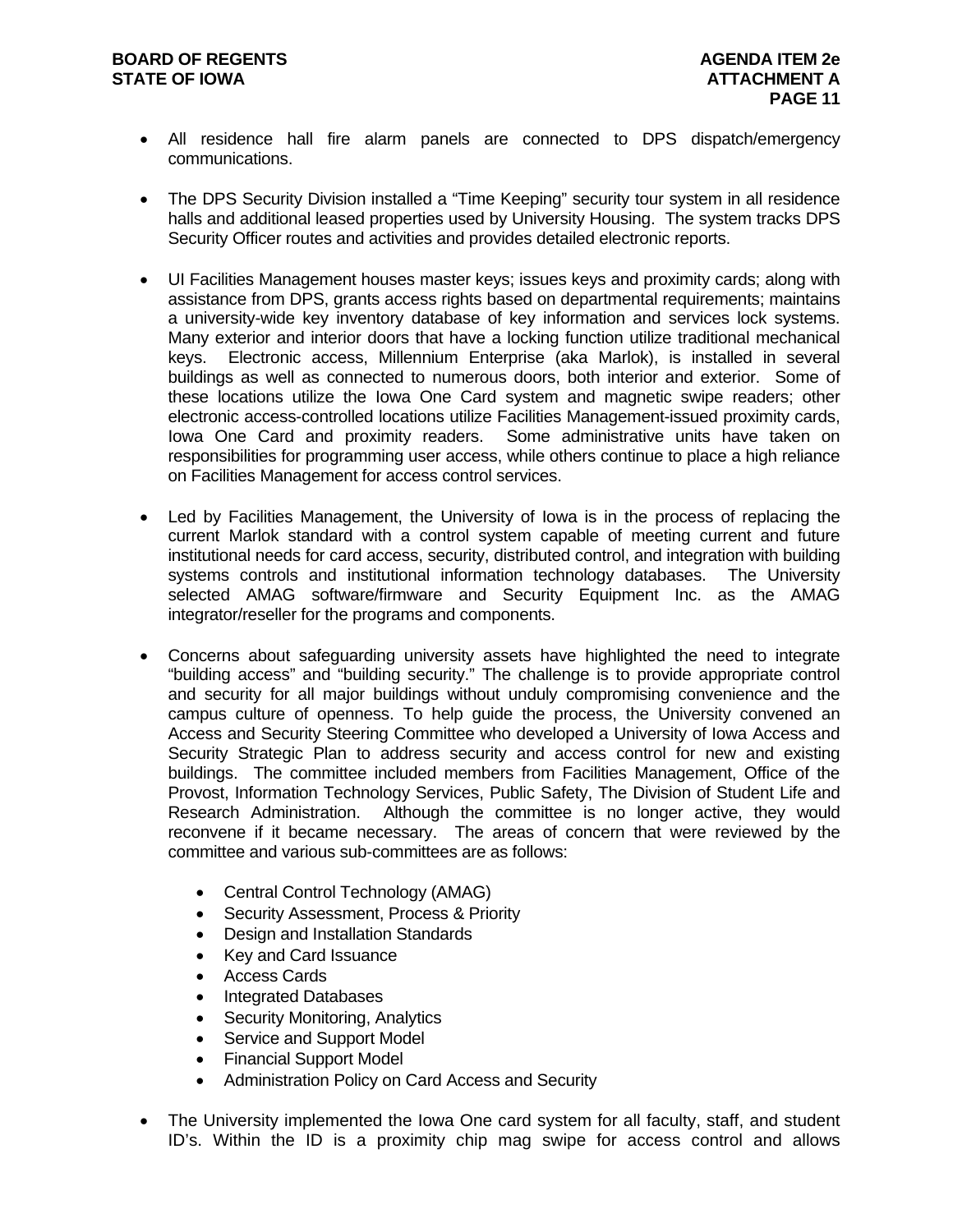- All residence hall fire alarm panels are connected to DPS dispatch/emergency communications.

- The DPS Security Division installed a "Time Keeping" security tour system in all residence halls and additional leased properties used by University Housing. The system tracks DPS Security Officer routes and activities and provides detailed electronic reports.

- UI Facilities Management houses master keys; issues keys and proximity cards; along with assistance from DPS, grants access rights based on departmental requirements; maintains a university-wide key inventory database of key information and services lock systems. Many exterior and interior doors that have a locking function utilize traditional mechanical keys. Electronic access, Millennium Enterprise (aka Marlok), is installed in several buildings as well as connected to numerous doors, both interior and exterior. Some of these locations utilize the Iowa One Card system and magnetic swipe readers; other electronic access-controlled locations utilize Facilities Management-issued proximity cards, Iowa One Card and proximity readers. Some administrative units have taken on responsibilities for programming user access, while others continue to place a high reliance on Facilities Management for access control services.

- Led by Facilities Management, the University of Iowa is in the process of replacing the current Marlok standard with a control system capable of meeting current and future institutional needs for card access, security, distributed control, and integration with building systems controls and institutional information technology databases. The University selected AMAG software/firmware and Security Equipment Inc. as the AMAG integrator/reseller for the programs and components.

- Concerns about safeguarding university assets have highlighted the need to integrate "building access" and "building security." The challenge is to provide appropriate control and security for all major buildings without unduly compromising convenience and the campus culture of openness. To help guide the process, the University convened an Access and Security Steering Committee who developed a University of Iowa Access and Security Strategic Plan to address security and access control for new and existing buildings. The committee included members from Facilities Management, Office of the Provost, Information Technology Services, Public Safety, The Division of Student Life and Research Administration. Although the committee is no longer active, they would reconvene if it became necessary. The areas of concern that were reviewed by the committee and various sub-committees are as follows:
  - Central Control Technology (AMAG)
  - Security Assessment, Process & Priority
  - Design and Installation Standards
  - Key and Card Issuance
  - Access Cards
  - Integrated Databases
  - Security Monitoring, Analytics
  - Service and Support Model
  - Financial Support Model
  - Administration Policy on Card Access and Security

- The University implemented the Iowa One card system for all faculty, staff, and student ID's. Within the ID is a proximity chip mag swipe for access control and allows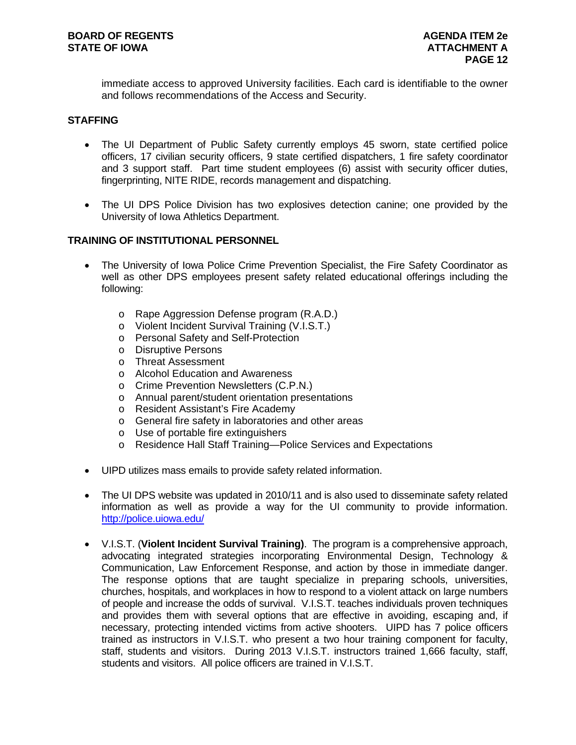immediate access to approved University facilities. Each card is identifiable to the owner and follows recommendations of the Access and Security.

## STAFFING

- The UI Department of Public Safety currently employs 45 sworn, state certified police officers, 17 civilian security officers, 9 state certified dispatchers, 1 fire safety coordinator and 3 support staff. Part time student employees (6) assist with security officer duties, fingerprinting, NITE RIDE, records management and dispatching.

- The UI DPS Police Division has two explosives detection canine; one provided by the University of Iowa Athletics Department.

## TRAINING OF INSTITUTIONAL PERSONNEL

- The University of Iowa Police Crime Prevention Specialist, the Fire Safety Coordinator as well as other DPS employees present safety related educational offerings including the following:

  - Rape Aggression Defense program (R.A.D.)
  - Violent Incident Survival Training (V.I.S.T.)
  - Personal Safety and Self-Protection
  - Disruptive Persons
  - Threat Assessment
  - Alcohol Education and Awareness
  - Crime Prevention Newsletters (C.P.N.)
  - Annual parent/student orientation presentations
  - Resident Assistant's Fire Academy
  - General fire safety in laboratories and other areas
  - Use of portable fire extinguishers
  - Residence Hall Staff Training—Police Services and Expectations

- UIPD utilizes mass emails to provide safety related information.

- The UI DPS website was updated in 2010/11 and is also used to disseminate safety related information as well as provide a way for the UI community to provide information. http://police.uiowa.edu/

- V.I.S.T. (**Violent Incident Survival Training)**. The program is a comprehensive approach, advocating integrated strategies incorporating Environmental Design, Technology & Communication, Law Enforcement Response, and action by those in immediate danger. The response options that are taught specialize in preparing schools, universities, churches, hospitals, and workplaces in how to respond to a violent attack on large numbers of people and increase the odds of survival. V.I.S.T. teaches individuals proven techniques and provides them with several options that are effective in avoiding, escaping and, if necessary, protecting intended victims from active shooters. UIPD has 7 police officers trained as instructors in V.I.S.T. who present a two hour training component for faculty, staff, students and visitors. During 2013 V.I.S.T. instructors trained 1,666 faculty, staff, students and visitors. All police officers are trained in V.I.S.T.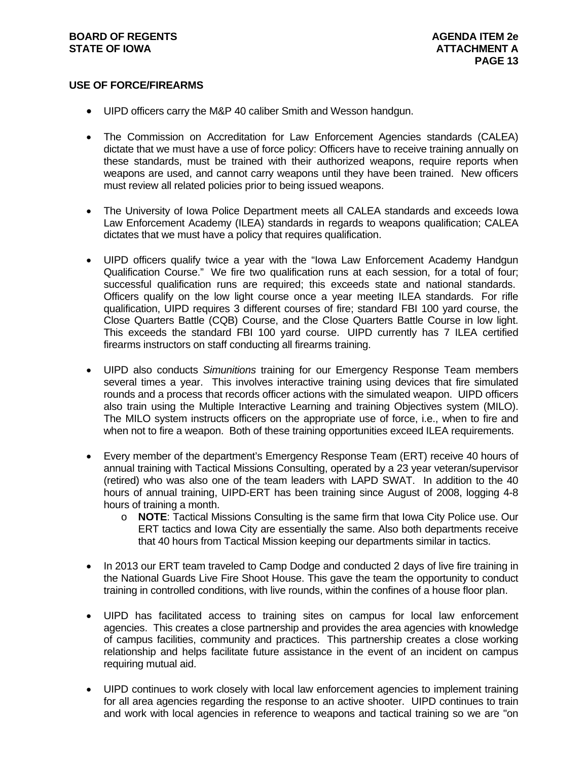## USE OF FORCE/FIREARMS

- UIPD officers carry the M&P 40 caliber Smith and Wesson handgun.
- The Commission on Accreditation for Law Enforcement Agencies standards (CALEA) dictate that we must have a use of force policy: Officers have to receive training annually on these standards, must be trained with their authorized weapons, require reports when weapons are used, and cannot carry weapons until they have been trained. New officers must review all related policies prior to being issued weapons.
- The University of Iowa Police Department meets all CALEA standards and exceeds Iowa Law Enforcement Academy (ILEA) standards in regards to weapons qualification; CALEA dictates that we must have a policy that requires qualification.
- UIPD officers qualify twice a year with the "Iowa Law Enforcement Academy Handgun Qualification Course." We fire two qualification runs at each session, for a total of four; successful qualification runs are required; this exceeds state and national standards. Officers qualify on the low light course once a year meeting ILEA standards. For rifle qualification, UIPD requires 3 different courses of fire; standard FBI 100 yard course, the Close Quarters Battle (CQB) Course, and the Close Quarters Battle Course in low light. This exceeds the standard FBI 100 yard course. UIPD currently has 7 ILEA certified firearms instructors on staff conducting all firearms training.
- UIPD also conducts *Simunitions* training for our Emergency Response Team members several times a year. This involves interactive training using devices that fire simulated rounds and a process that records officer actions with the simulated weapon. UIPD officers also train using the Multiple Interactive Learning and training Objectives system (MILO). The MILO system instructs officers on the appropriate use of force, i.e., when to fire and when not to fire a weapon. Both of these training opportunities exceed ILEA requirements.
- Every member of the department's Emergency Response Team (ERT) receive 40 hours of annual training with Tactical Missions Consulting, operated by a 23 year veteran/supervisor (retired) who was also one of the team leaders with LAPD SWAT. In addition to the 40 hours of annual training, UIPD-ERT has been training since August of 2008, logging 4-8 hours of training a month.
  - **NOTE**: Tactical Missions Consulting is the same firm that Iowa City Police use. Our ERT tactics and Iowa City are essentially the same. Also both departments receive that 40 hours from Tactical Mission keeping our departments similar in tactics.
- In 2013 our ERT team traveled to Camp Dodge and conducted 2 days of live fire training in the National Guards Live Fire Shoot House. This gave the team the opportunity to conduct training in controlled conditions, with live rounds, within the confines of a house floor plan.
- UIPD has facilitated access to training sites on campus for local law enforcement agencies. This creates a close partnership and provides the area agencies with knowledge of campus facilities, community and practices. This partnership creates a close working relationship and helps facilitate future assistance in the event of an incident on campus requiring mutual aid.
- UIPD continues to work closely with local law enforcement agencies to implement training for all area agencies regarding the response to an active shooter. UIPD continues to train and work with local agencies in reference to weapons and tactical training so we are "on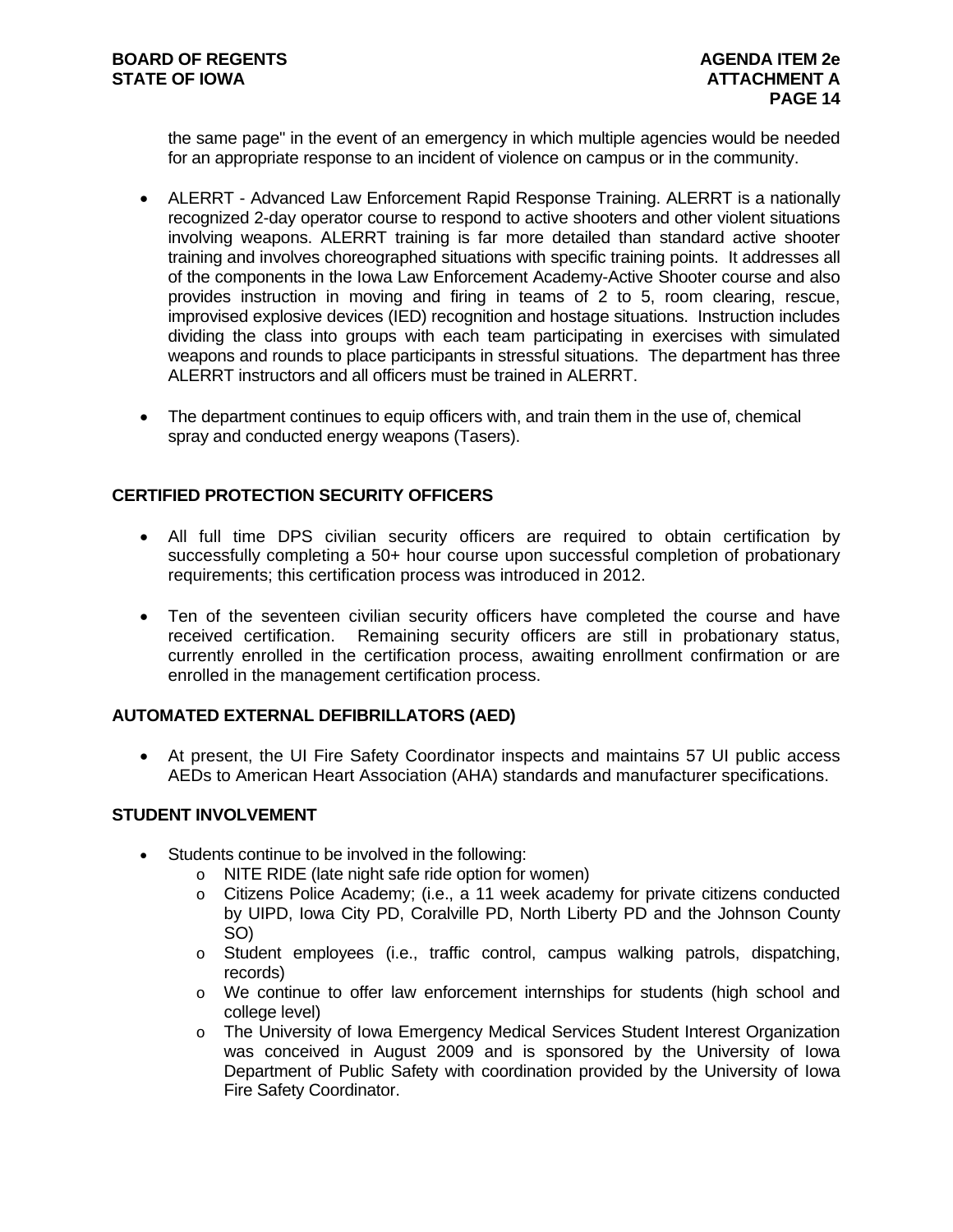the same page" in the event of an emergency in which multiple agencies would be needed for an appropriate response to an incident of violence on campus or in the community.

- ALERRT - Advanced Law Enforcement Rapid Response Training. ALERRT is a nationally recognized 2-day operator course to respond to active shooters and other violent situations involving weapons. ALERRT training is far more detailed than standard active shooter training and involves choreographed situations with specific training points. It addresses all of the components in the Iowa Law Enforcement Academy-Active Shooter course and also provides instruction in moving and firing in teams of 2 to 5, room clearing, rescue, improvised explosive devices (IED) recognition and hostage situations. Instruction includes dividing the class into groups with each team participating in exercises with simulated weapons and rounds to place participants in stressful situations. The department has three ALERRT instructors and all officers must be trained in ALERRT.

- The department continues to equip officers with, and train them in the use of, chemical spray and conducted energy weapons (Tasers).

## CERTIFIED PROTECTION SECURITY OFFICERS

- All full time DPS civilian security officers are required to obtain certification by successfully completing a 50+ hour course upon successful completion of probationary requirements; this certification process was introduced in 2012.

- Ten of the seventeen civilian security officers have completed the course and have received certification. Remaining security officers are still in probationary status, currently enrolled in the certification process, awaiting enrollment confirmation or are enrolled in the management certification process.

## AUTOMATED EXTERNAL DEFIBRILLATORS (AED)

- At present, the UI Fire Safety Coordinator inspects and maintains 57 UI public access AEDs to American Heart Association (AHA) standards and manufacturer specifications.

## STUDENT INVOLVEMENT

- Students continue to be involved in the following:
  - NITE RIDE (late night safe ride option for women)
  - Citizens Police Academy; (i.e., a 11 week academy for private citizens conducted by UIPD, Iowa City PD, Coralville PD, North Liberty PD and the Johnson County SO)
  - Student employees (i.e., traffic control, campus walking patrols, dispatching, records)
  - We continue to offer law enforcement internships for students (high school and college level)
  - The University of Iowa Emergency Medical Services Student Interest Organization was conceived in August 2009 and is sponsored by the University of Iowa Department of Public Safety with coordination provided by the University of Iowa Fire Safety Coordinator.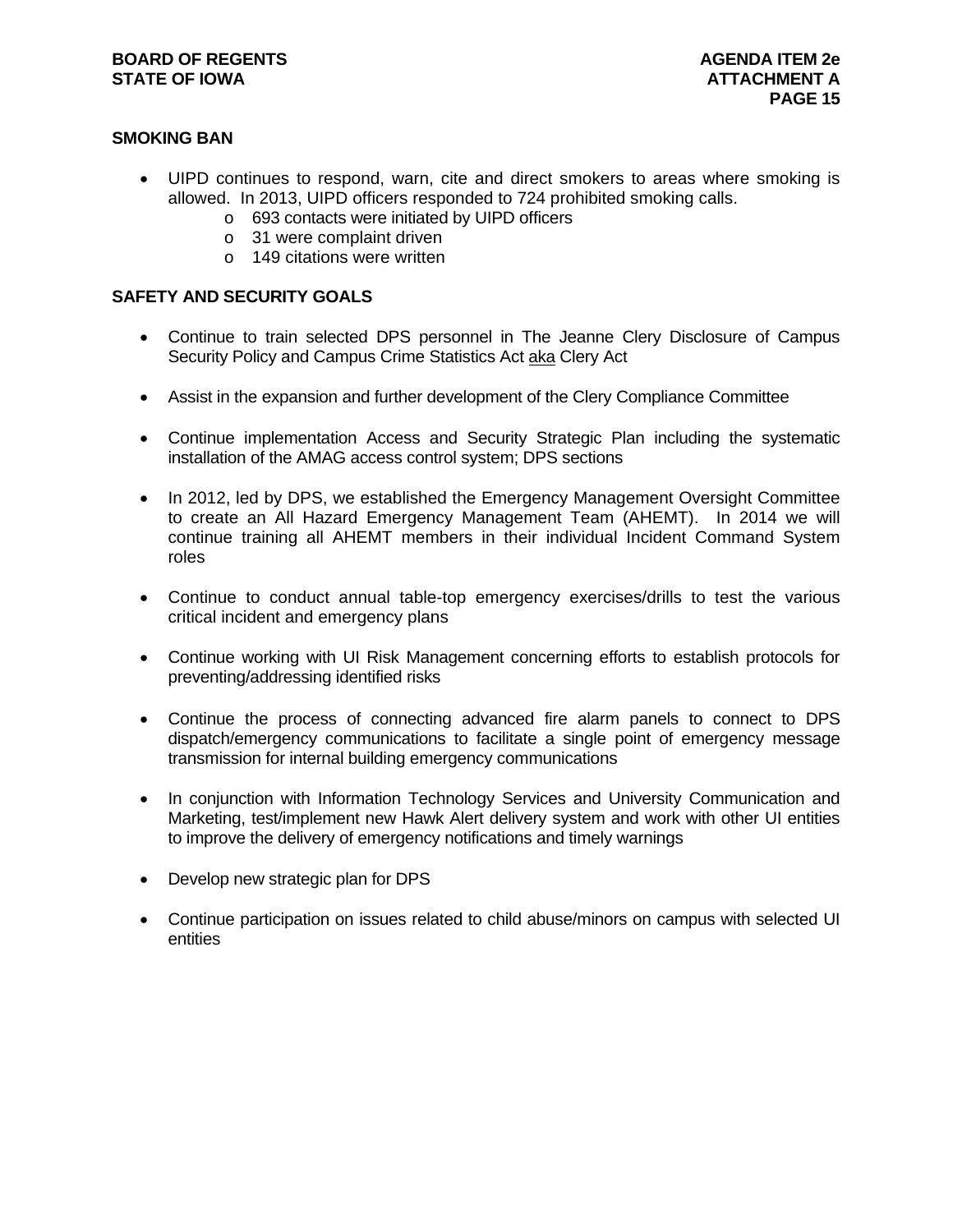## SMOKING BAN

- UIPD continues to respond, warn, cite and direct smokers to areas where smoking is allowed. In 2013, UIPD officers responded to 724 prohibited smoking calls.
  - 693 contacts were initiated by UIPD officers
  - 31 were complaint driven
  - 149 citations were written

## SAFETY AND SECURITY GOALS

- Continue to train selected DPS personnel in The Jeanne Clery Disclosure of Campus Security Policy and Campus Crime Statistics Act aka Clery Act

- Assist in the expansion and further development of the Clery Compliance Committee

- Continue implementation Access and Security Strategic Plan including the systematic installation of the AMAG access control system; DPS sections

- In 2012, led by DPS, we established the Emergency Management Oversight Committee to create an All Hazard Emergency Management Team (AHEMT). In 2014 we will continue training all AHEMT members in their individual Incident Command System roles

- Continue to conduct annual table-top emergency exercises/drills to test the various critical incident and emergency plans

- Continue working with UI Risk Management concerning efforts to establish protocols for preventing/addressing identified risks

- Continue the process of connecting advanced fire alarm panels to connect to DPS dispatch/emergency communications to facilitate a single point of emergency message transmission for internal building emergency communications

- In conjunction with Information Technology Services and University Communication and Marketing, test/implement new Hawk Alert delivery system and work with other UI entities to improve the delivery of emergency notifications and timely warnings

- Develop new strategic plan for DPS

- Continue participation on issues related to child abuse/minors on campus with selected UI entities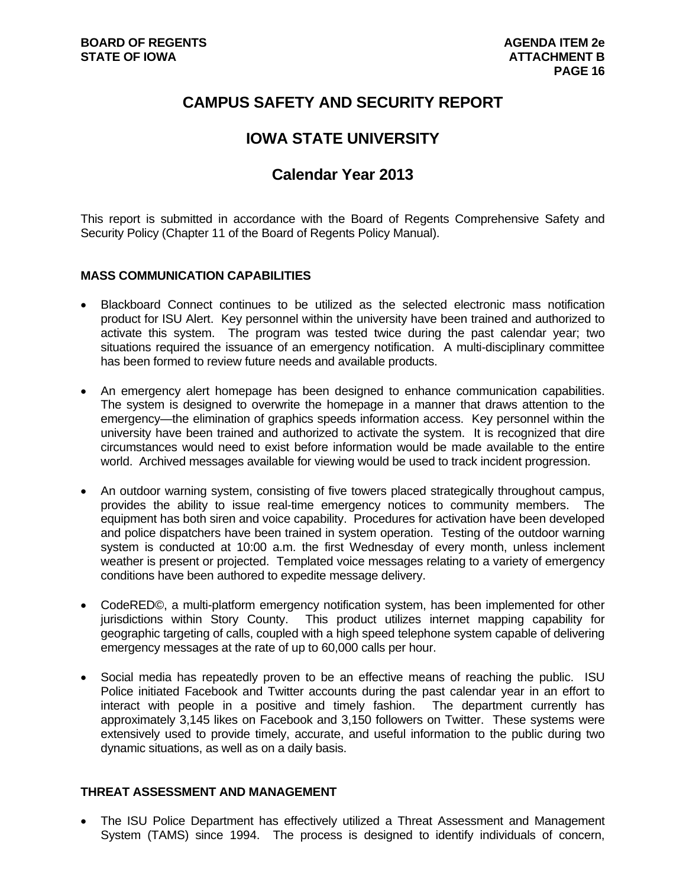# CAMPUS SAFETY AND SECURITY REPORT

# IOWA STATE UNIVERSITY

# Calendar Year 2013

This report is submitted in accordance with the Board of Regents Comprehensive Safety and Security Policy (Chapter 11 of the Board of Regents Policy Manual).

## MASS COMMUNICATION CAPABILITIES

- Blackboard Connect continues to be utilized as the selected electronic mass notification product for ISU Alert. Key personnel within the university have been trained and authorized to activate this system. The program was tested twice during the past calendar year; two situations required the issuance of an emergency notification. A multi-disciplinary committee has been formed to review future needs and available products.

- An emergency alert homepage has been designed to enhance communication capabilities. The system is designed to overwrite the homepage in a manner that draws attention to the emergency—the elimination of graphics speeds information access. Key personnel within the university have been trained and authorized to activate the system. It is recognized that dire circumstances would need to exist before information would be made available to the entire world. Archived messages available for viewing would be used to track incident progression.

- An outdoor warning system, consisting of five towers placed strategically throughout campus, provides the ability to issue real-time emergency notices to community members. The equipment has both siren and voice capability. Procedures for activation have been developed and police dispatchers have been trained in system operation. Testing of the outdoor warning system is conducted at 10:00 a.m. the first Wednesday of every month, unless inclement weather is present or projected. Templated voice messages relating to a variety of emergency conditions have been authored to expedite message delivery.

- CodeRED©, a multi-platform emergency notification system, has been implemented for other jurisdictions within Story County. This product utilizes internet mapping capability for geographic targeting of calls, coupled with a high speed telephone system capable of delivering emergency messages at the rate of up to 60,000 calls per hour.

- Social media has repeatedly proven to be an effective means of reaching the public. ISU Police initiated Facebook and Twitter accounts during the past calendar year in an effort to interact with people in a positive and timely fashion. The department currently has approximately 3,145 likes on Facebook and 3,150 followers on Twitter. These systems were extensively used to provide timely, accurate, and useful information to the public during two dynamic situations, as well as on a daily basis.

## THREAT ASSESSMENT AND MANAGEMENT

- The ISU Police Department has effectively utilized a Threat Assessment and Management System (TAMS) since 1994. The process is designed to identify individuals of concern,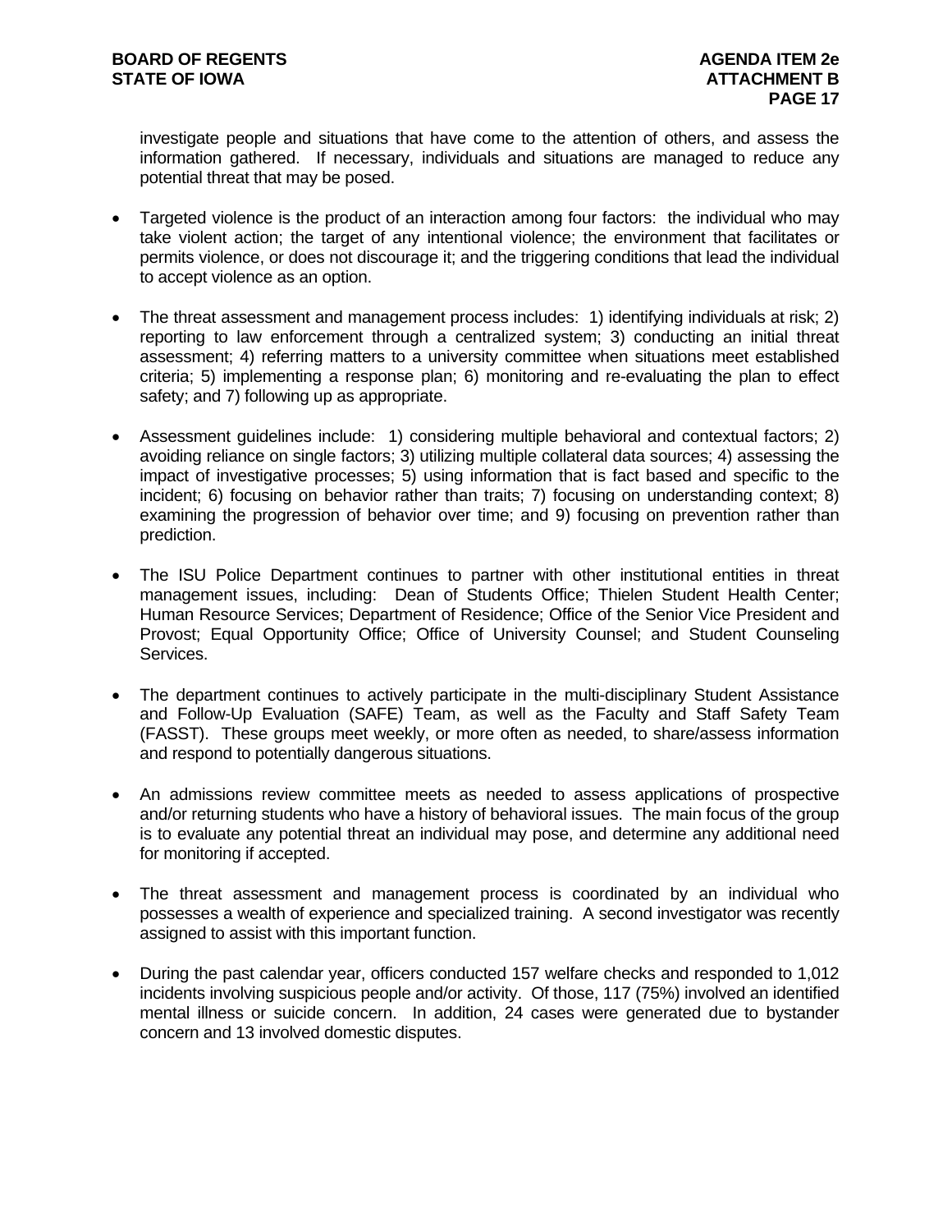investigate people and situations that have come to the attention of others, and assess the information gathered. If necessary, individuals and situations are managed to reduce any potential threat that may be posed.

- Targeted violence is the product of an interaction among four factors: the individual who may take violent action; the target of any intentional violence; the environment that facilitates or permits violence, or does not discourage it; and the triggering conditions that lead the individual to accept violence as an option.

- The threat assessment and management process includes: 1) identifying individuals at risk; 2) reporting to law enforcement through a centralized system; 3) conducting an initial threat assessment; 4) referring matters to a university committee when situations meet established criteria; 5) implementing a response plan; 6) monitoring and re-evaluating the plan to effect safety; and 7) following up as appropriate.

- Assessment guidelines include: 1) considering multiple behavioral and contextual factors; 2) avoiding reliance on single factors; 3) utilizing multiple collateral data sources; 4) assessing the impact of investigative processes; 5) using information that is fact based and specific to the incident; 6) focusing on behavior rather than traits; 7) focusing on understanding context; 8) examining the progression of behavior over time; and 9) focusing on prevention rather than prediction.

- The ISU Police Department continues to partner with other institutional entities in threat management issues, including: Dean of Students Office; Thielen Student Health Center; Human Resource Services; Department of Residence; Office of the Senior Vice President and Provost; Equal Opportunity Office; Office of University Counsel; and Student Counseling Services.

- The department continues to actively participate in the multi-disciplinary Student Assistance and Follow-Up Evaluation (SAFE) Team, as well as the Faculty and Staff Safety Team (FASST). These groups meet weekly, or more often as needed, to share/assess information and respond to potentially dangerous situations.

- An admissions review committee meets as needed to assess applications of prospective and/or returning students who have a history of behavioral issues. The main focus of the group is to evaluate any potential threat an individual may pose, and determine any additional need for monitoring if accepted.

- The threat assessment and management process is coordinated by an individual who possesses a wealth of experience and specialized training. A second investigator was recently assigned to assist with this important function.

- During the past calendar year, officers conducted 157 welfare checks and responded to 1,012 incidents involving suspicious people and/or activity. Of those, 117 (75%) involved an identified mental illness or suicide concern. In addition, 24 cases were generated due to bystander concern and 13 involved domestic disputes.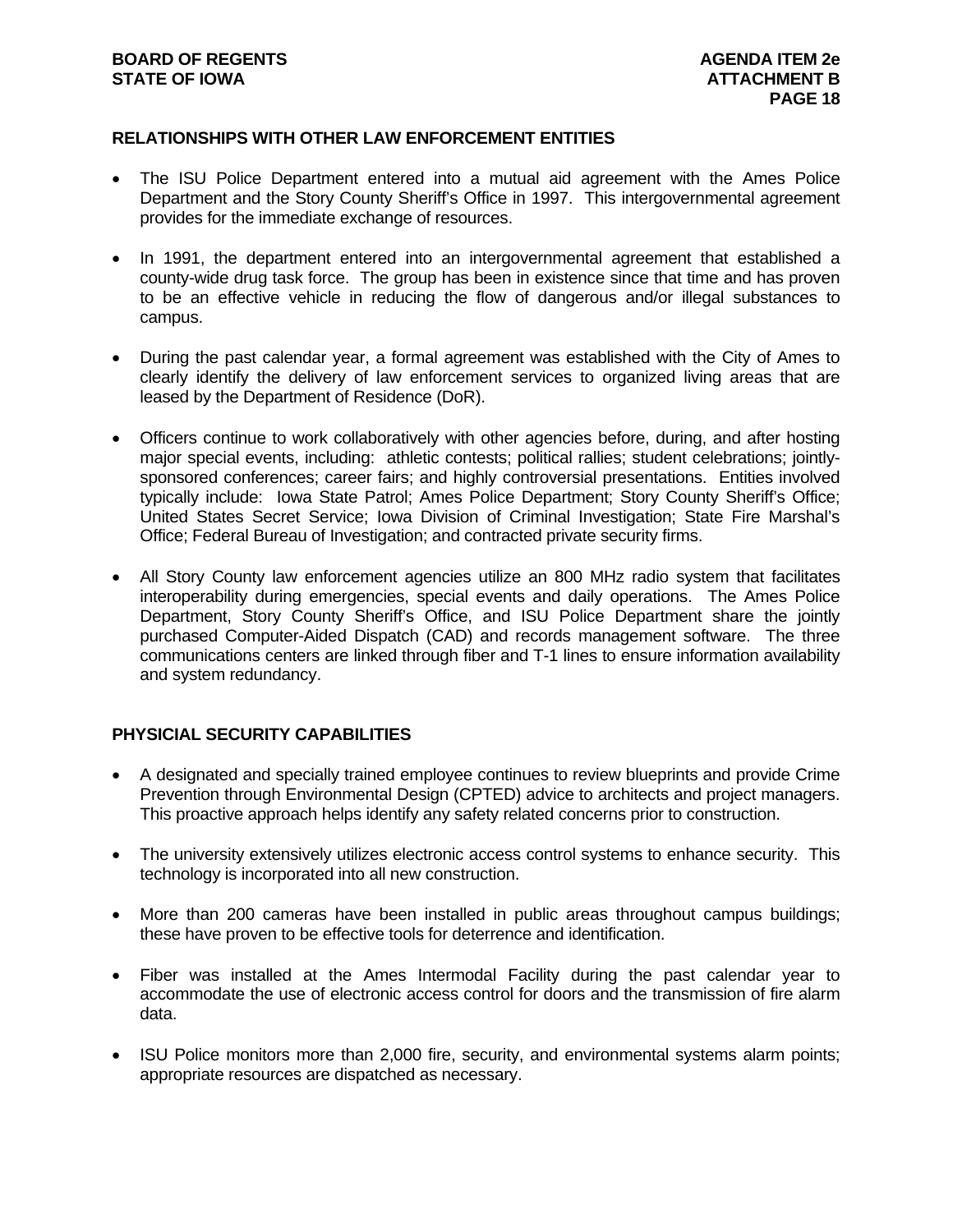## RELATIONSHIPS WITH OTHER LAW ENFORCEMENT ENTITIES

- The ISU Police Department entered into a mutual aid agreement with the Ames Police Department and the Story County Sheriff's Office in 1997. This intergovernmental agreement provides for the immediate exchange of resources.
- In 1991, the department entered into an intergovernmental agreement that established a county-wide drug task force. The group has been in existence since that time and has proven to be an effective vehicle in reducing the flow of dangerous and/or illegal substances to campus.
- During the past calendar year, a formal agreement was established with the City of Ames to clearly identify the delivery of law enforcement services to organized living areas that are leased by the Department of Residence (DoR).
- Officers continue to work collaboratively with other agencies before, during, and after hosting major special events, including: athletic contests; political rallies; student celebrations; jointly-sponsored conferences; career fairs; and highly controversial presentations. Entities involved typically include: Iowa State Patrol; Ames Police Department; Story County Sheriff's Office; United States Secret Service; Iowa Division of Criminal Investigation; State Fire Marshal's Office; Federal Bureau of Investigation; and contracted private security firms.
- All Story County law enforcement agencies utilize an 800 MHz radio system that facilitates interoperability during emergencies, special events and daily operations. The Ames Police Department, Story County Sheriff's Office, and ISU Police Department share the jointly purchased Computer-Aided Dispatch (CAD) and records management software. The three communications centers are linked through fiber and T-1 lines to ensure information availability and system redundancy.

## PHYSICIAL SECURITY CAPABILITIES

- A designated and specially trained employee continues to review blueprints and provide Crime Prevention through Environmental Design (CPTED) advice to architects and project managers. This proactive approach helps identify any safety related concerns prior to construction.
- The university extensively utilizes electronic access control systems to enhance security. This technology is incorporated into all new construction.
- More than 200 cameras have been installed in public areas throughout campus buildings; these have proven to be effective tools for deterrence and identification.
- Fiber was installed at the Ames Intermodal Facility during the past calendar year to accommodate the use of electronic access control for doors and the transmission of fire alarm data.
- ISU Police monitors more than 2,000 fire, security, and environmental systems alarm points; appropriate resources are dispatched as necessary.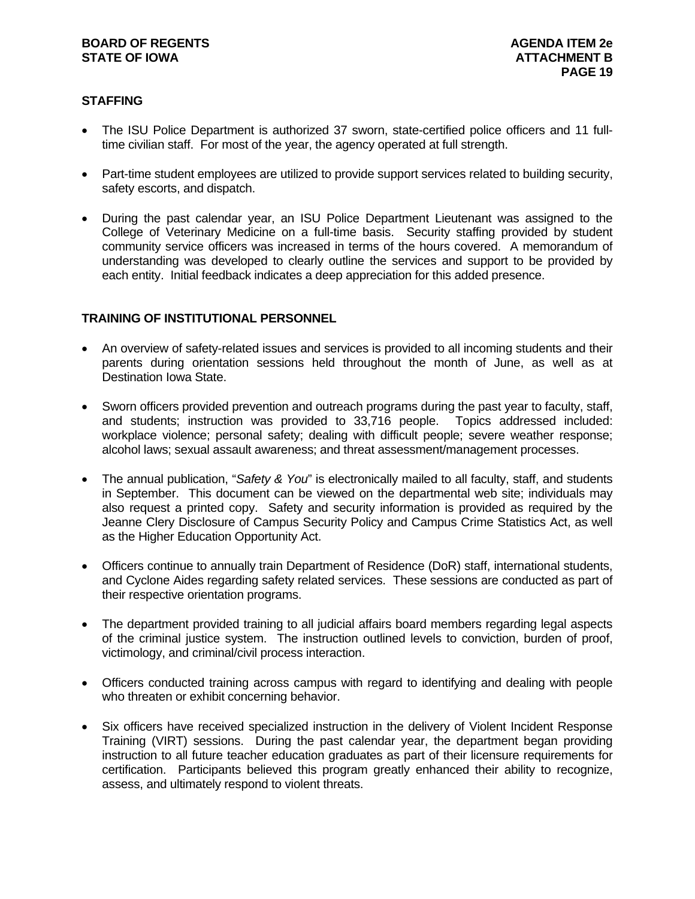## STAFFING

- The ISU Police Department is authorized 37 sworn, state-certified police officers and 11 full-time civilian staff. For most of the year, the agency operated at full strength.
- Part-time student employees are utilized to provide support services related to building security, safety escorts, and dispatch.
- During the past calendar year, an ISU Police Department Lieutenant was assigned to the College of Veterinary Medicine on a full-time basis. Security staffing provided by student community service officers was increased in terms of the hours covered. A memorandum of understanding was developed to clearly outline the services and support to be provided by each entity. Initial feedback indicates a deep appreciation for this added presence.

## TRAINING OF INSTITUTIONAL PERSONNEL

- An overview of safety-related issues and services is provided to all incoming students and their parents during orientation sessions held throughout the month of June, as well as at Destination Iowa State.
- Sworn officers provided prevention and outreach programs during the past year to faculty, staff, and students; instruction was provided to 33,716 people. Topics addressed included: workplace violence; personal safety; dealing with difficult people; severe weather response; alcohol laws; sexual assault awareness; and threat assessment/management processes.
- The annual publication, "*Safety & You*" is electronically mailed to all faculty, staff, and students in September. This document can be viewed on the departmental web site; individuals may also request a printed copy. Safety and security information is provided as required by the Jeanne Clery Disclosure of Campus Security Policy and Campus Crime Statistics Act, as well as the Higher Education Opportunity Act.
- Officers continue to annually train Department of Residence (DoR) staff, international students, and Cyclone Aides regarding safety related services. These sessions are conducted as part of their respective orientation programs.
- The department provided training to all judicial affairs board members regarding legal aspects of the criminal justice system. The instruction outlined levels to conviction, burden of proof, victimology, and criminal/civil process interaction.
- Officers conducted training across campus with regard to identifying and dealing with people who threaten or exhibit concerning behavior.
- Six officers have received specialized instruction in the delivery of Violent Incident Response Training (VIRT) sessions. During the past calendar year, the department began providing instruction to all future teacher education graduates as part of their licensure requirements for certification. Participants believed this program greatly enhanced their ability to recognize, assess, and ultimately respond to violent threats.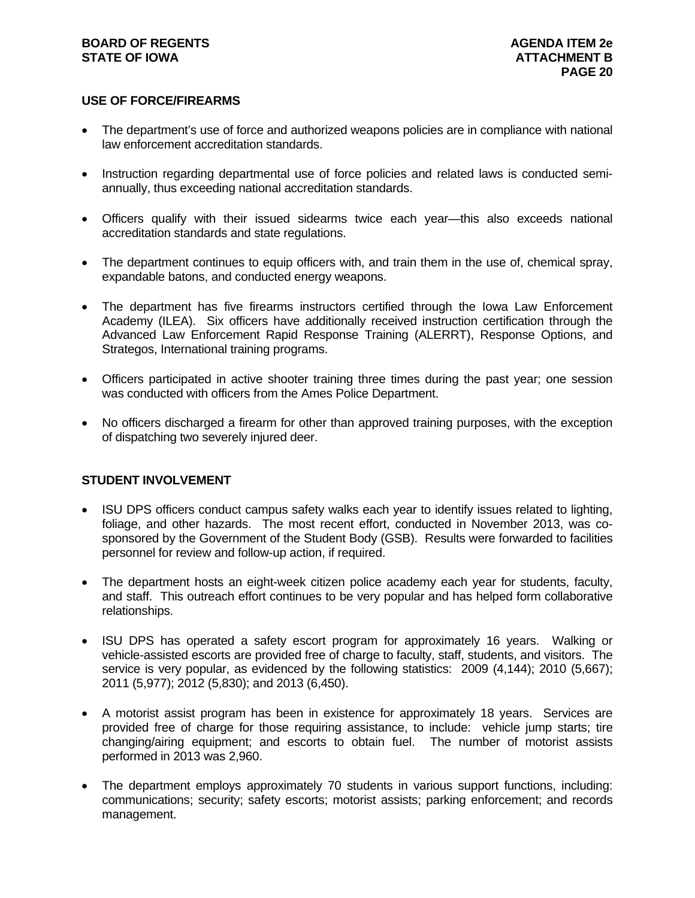## USE OF FORCE/FIREARMS

- The department's use of force and authorized weapons policies are in compliance with national law enforcement accreditation standards.
- Instruction regarding departmental use of force policies and related laws is conducted semi-annually, thus exceeding national accreditation standards.
- Officers qualify with their issued sidearms twice each year—this also exceeds national accreditation standards and state regulations.
- The department continues to equip officers with, and train them in the use of, chemical spray, expandable batons, and conducted energy weapons.
- The department has five firearms instructors certified through the Iowa Law Enforcement Academy (ILEA). Six officers have additionally received instruction certification through the Advanced Law Enforcement Rapid Response Training (ALERRT), Response Options, and Strategos, International training programs.
- Officers participated in active shooter training three times during the past year; one session was conducted with officers from the Ames Police Department.
- No officers discharged a firearm for other than approved training purposes, with the exception of dispatching two severely injured deer.

## STUDENT INVOLVEMENT

- ISU DPS officers conduct campus safety walks each year to identify issues related to lighting, foliage, and other hazards. The most recent effort, conducted in November 2013, was co-sponsored by the Government of the Student Body (GSB). Results were forwarded to facilities personnel for review and follow-up action, if required.
- The department hosts an eight-week citizen police academy each year for students, faculty, and staff. This outreach effort continues to be very popular and has helped form collaborative relationships.
- ISU DPS has operated a safety escort program for approximately 16 years. Walking or vehicle-assisted escorts are provided free of charge to faculty, staff, students, and visitors. The service is very popular, as evidenced by the following statistics: 2009 (4,144); 2010 (5,667); 2011 (5,977); 2012 (5,830); and 2013 (6,450).
- A motorist assist program has been in existence for approximately 18 years. Services are provided free of charge for those requiring assistance, to include: vehicle jump starts; tire changing/airing equipment; and escorts to obtain fuel. The number of motorist assists performed in 2013 was 2,960.
- The department employs approximately 70 students in various support functions, including: communications; security; safety escorts; motorist assists; parking enforcement; and records management.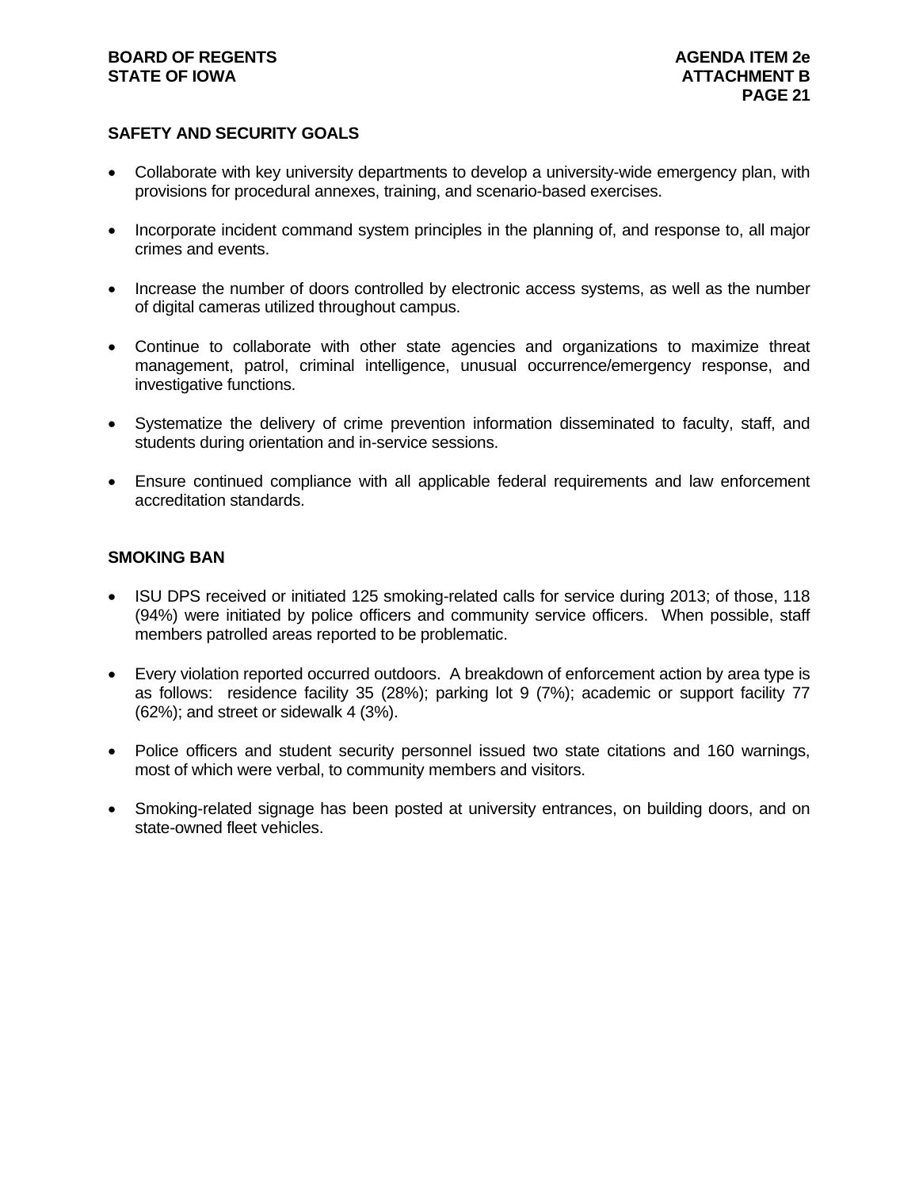## SAFETY AND SECURITY GOALS

- Collaborate with key university departments to develop a university-wide emergency plan, with provisions for procedural annexes, training, and scenario-based exercises.
- Incorporate incident command system principles in the planning of, and response to, all major crimes and events.
- Increase the number of doors controlled by electronic access systems, as well as the number of digital cameras utilized throughout campus.
- Continue to collaborate with other state agencies and organizations to maximize threat management, patrol, criminal intelligence, unusual occurrence/emergency response, and investigative functions.
- Systematize the delivery of crime prevention information disseminated to faculty, staff, and students during orientation and in-service sessions.
- Ensure continued compliance with all applicable federal requirements and law enforcement accreditation standards.

## SMOKING BAN

- ISU DPS received or initiated 125 smoking-related calls for service during 2013; of those, 118 (94%) were initiated by police officers and community service officers. When possible, staff members patrolled areas reported to be problematic.
- Every violation reported occurred outdoors. A breakdown of enforcement action by area type is as follows: residence facility 35 (28%); parking lot 9 (7%); academic or support facility 77 (62%); and street or sidewalk 4 (3%).
- Police officers and student security personnel issued two state citations and 160 warnings, most of which were verbal, to community members and visitors.
- Smoking-related signage has been posted at university entrances, on building doors, and on state-owned fleet vehicles.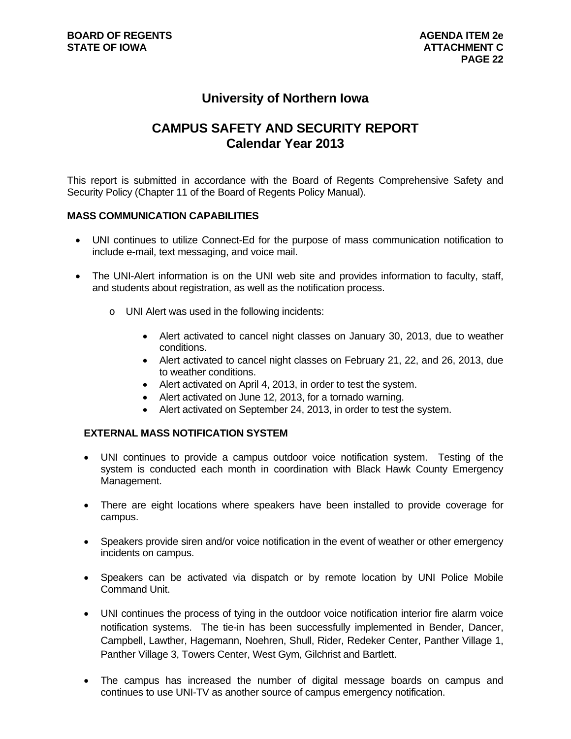# University of Northern Iowa

## CAMPUS SAFETY AND SECURITY REPORT
## Calendar Year 2013

This report is submitted in accordance with the Board of Regents Comprehensive Safety and Security Policy (Chapter 11 of the Board of Regents Policy Manual).

### MASS COMMUNICATION CAPABILITIES

- UNI continues to utilize Connect-Ed for the purpose of mass communication notification to include e-mail, text messaging, and voice mail.
- The UNI-Alert information is on the UNI web site and provides information to faculty, staff, and students about registration, as well as the notification process.
  - UNI Alert was used in the following incidents:
    - Alert activated to cancel night classes on January 30, 2013, due to weather conditions.
    - Alert activated to cancel night classes on February 21, 22, and 26, 2013, due to weather conditions.
    - Alert activated on April 4, 2013, in order to test the system.
    - Alert activated on June 12, 2013, for a tornado warning.
    - Alert activated on September 24, 2013, in order to test the system.

### EXTERNAL MASS NOTIFICATION SYSTEM

- UNI continues to provide a campus outdoor voice notification system. Testing of the system is conducted each month in coordination with Black Hawk County Emergency Management.
- There are eight locations where speakers have been installed to provide coverage for campus.
- Speakers provide siren and/or voice notification in the event of weather or other emergency incidents on campus.
- Speakers can be activated via dispatch or by remote location by UNI Police Mobile Command Unit.
- UNI continues the process of tying in the outdoor voice notification interior fire alarm voice notification systems. The tie-in has been successfully implemented in Bender, Dancer, Campbell, Lawther, Hagemann, Noehren, Shull, Rider, Redeker Center, Panther Village 1, Panther Village 3, Towers Center, West Gym, Gilchrist and Bartlett.
- The campus has increased the number of digital message boards on campus and continues to use UNI-TV as another source of campus emergency notification.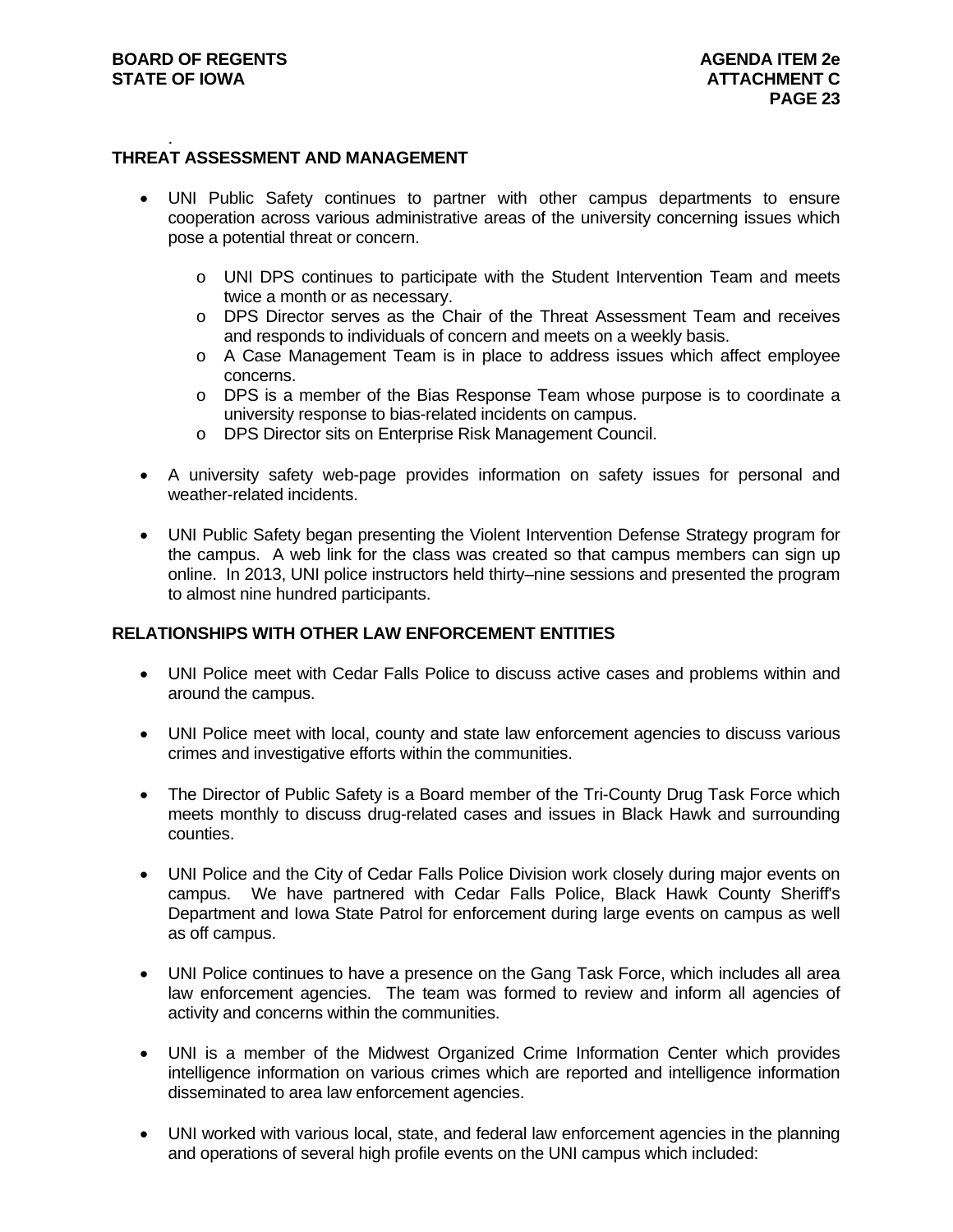## THREAT ASSESSMENT AND MANAGEMENT

- UNI Public Safety continues to partner with other campus departments to ensure cooperation across various administrative areas of the university concerning issues which pose a potential threat or concern.
  - UNI DPS continues to participate with the Student Intervention Team and meets twice a month or as necessary.
  - DPS Director serves as the Chair of the Threat Assessment Team and receives and responds to individuals of concern and meets on a weekly basis.
  - A Case Management Team is in place to address issues which affect employee concerns.
  - DPS is a member of the Bias Response Team whose purpose is to coordinate a university response to bias-related incidents on campus.
  - DPS Director sits on Enterprise Risk Management Council.
- A university safety web-page provides information on safety issues for personal and weather-related incidents.
- UNI Public Safety began presenting the Violent Intervention Defense Strategy program for the campus. A web link for the class was created so that campus members can sign up online. In 2013, UNI police instructors held thirty–nine sessions and presented the program to almost nine hundred participants.

## RELATIONSHIPS WITH OTHER LAW ENFORCEMENT ENTITIES

- UNI Police meet with Cedar Falls Police to discuss active cases and problems within and around the campus.
- UNI Police meet with local, county and state law enforcement agencies to discuss various crimes and investigative efforts within the communities.
- The Director of Public Safety is a Board member of the Tri-County Drug Task Force which meets monthly to discuss drug-related cases and issues in Black Hawk and surrounding counties.
- UNI Police and the City of Cedar Falls Police Division work closely during major events on campus. We have partnered with Cedar Falls Police, Black Hawk County Sheriff's Department and Iowa State Patrol for enforcement during large events on campus as well as off campus.
- UNI Police continues to have a presence on the Gang Task Force, which includes all area law enforcement agencies. The team was formed to review and inform all agencies of activity and concerns within the communities.
- UNI is a member of the Midwest Organized Crime Information Center which provides intelligence information on various crimes which are reported and intelligence information disseminated to area law enforcement agencies.
- UNI worked with various local, state, and federal law enforcement agencies in the planning and operations of several high profile events on the UNI campus which included: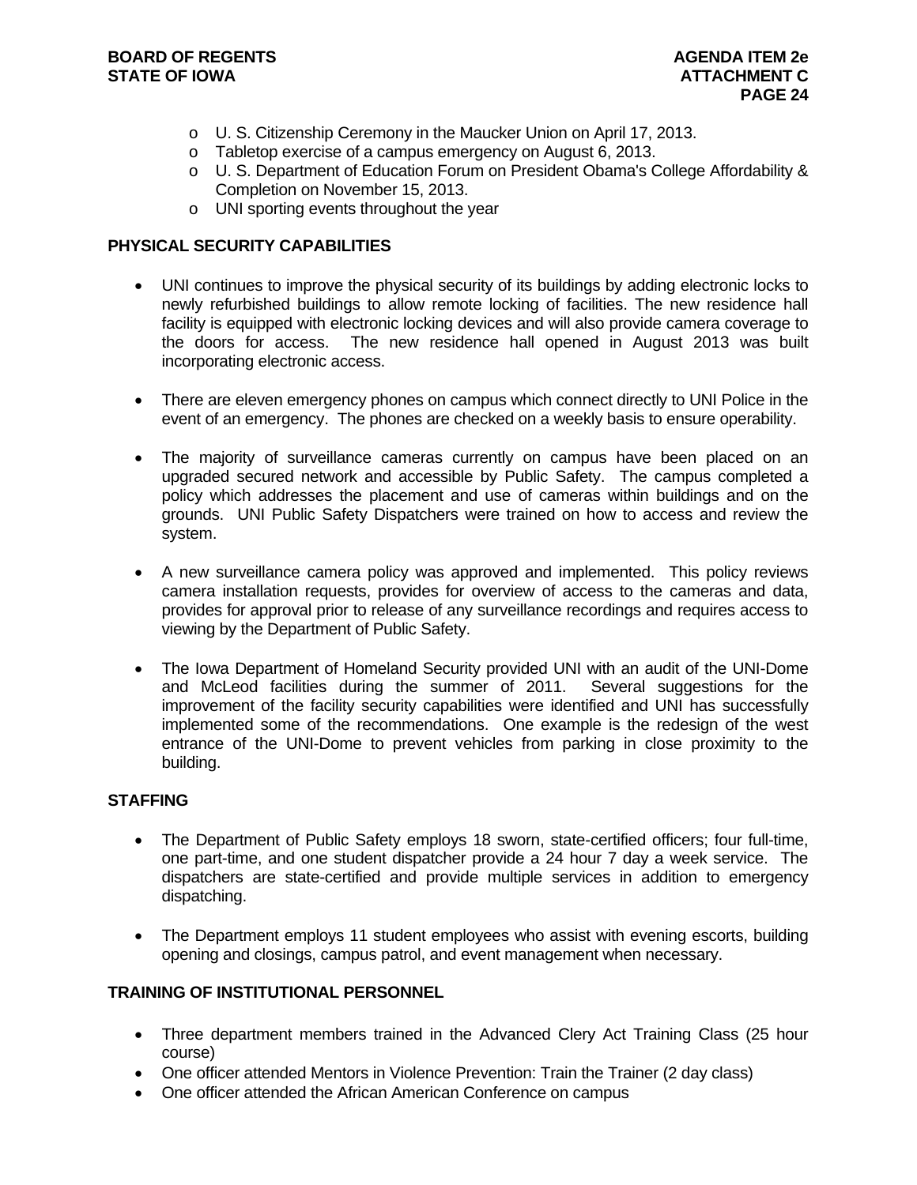- U. S. Citizenship Ceremony in the Maucker Union on April 17, 2013.
- Tabletop exercise of a campus emergency on August 6, 2013.
- U. S. Department of Education Forum on President Obama's College Affordability & Completion on November 15, 2013.
- UNI sporting events throughout the year

## PHYSICAL SECURITY CAPABILITIES

- UNI continues to improve the physical security of its buildings by adding electronic locks to newly refurbished buildings to allow remote locking of facilities. The new residence hall facility is equipped with electronic locking devices and will also provide camera coverage to the doors for access. The new residence hall opened in August 2013 was built incorporating electronic access.

- There are eleven emergency phones on campus which connect directly to UNI Police in the event of an emergency. The phones are checked on a weekly basis to ensure operability.

- The majority of surveillance cameras currently on campus have been placed on an upgraded secured network and accessible by Public Safety. The campus completed a policy which addresses the placement and use of cameras within buildings and on the grounds. UNI Public Safety Dispatchers were trained on how to access and review the system.

- A new surveillance camera policy was approved and implemented. This policy reviews camera installation requests, provides for overview of access to the cameras and data, provides for approval prior to release of any surveillance recordings and requires access to viewing by the Department of Public Safety.

- The Iowa Department of Homeland Security provided UNI with an audit of the UNI-Dome and McLeod facilities during the summer of 2011. Several suggestions for the improvement of the facility security capabilities were identified and UNI has successfully implemented some of the recommendations. One example is the redesign of the west entrance of the UNI-Dome to prevent vehicles from parking in close proximity to the building.

## STAFFING

- The Department of Public Safety employs 18 sworn, state-certified officers; four full-time, one part-time, and one student dispatcher provide a 24 hour 7 day a week service. The dispatchers are state-certified and provide multiple services in addition to emergency dispatching.

- The Department employs 11 student employees who assist with evening escorts, building opening and closings, campus patrol, and event management when necessary.

## TRAINING OF INSTITUTIONAL PERSONNEL

- Three department members trained in the Advanced Clery Act Training Class (25 hour course)
- One officer attended Mentors in Violence Prevention: Train the Trainer (2 day class)
- One officer attended the African American Conference on campus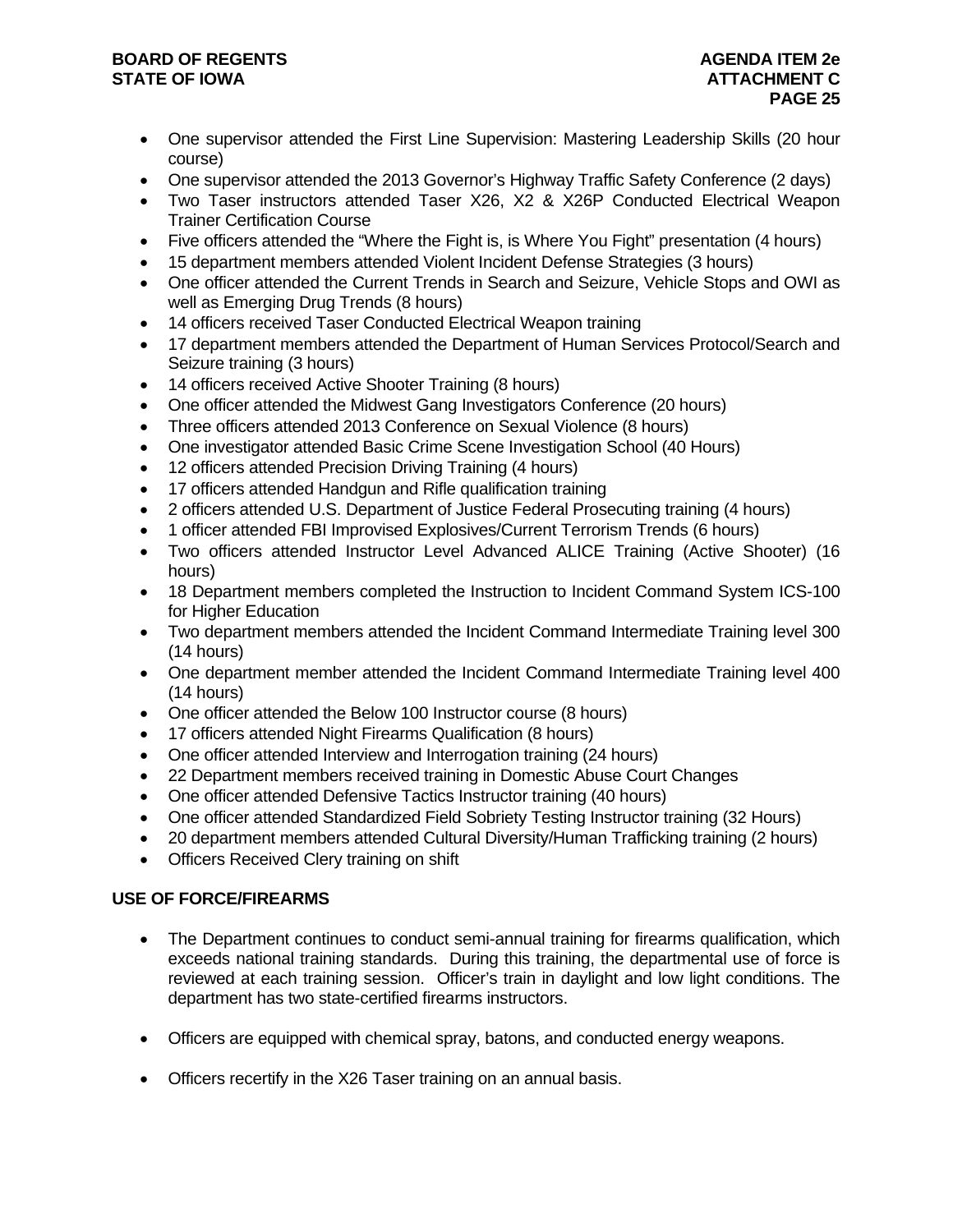- One supervisor attended the First Line Supervision: Mastering Leadership Skills (20 hour course)
- One supervisor attended the 2013 Governor's Highway Traffic Safety Conference (2 days)
- Two Taser instructors attended Taser X26, X2 & X26P Conducted Electrical Weapon Trainer Certification Course
- Five officers attended the "Where the Fight is, is Where You Fight" presentation (4 hours)
- 15 department members attended Violent Incident Defense Strategies (3 hours)
- One officer attended the Current Trends in Search and Seizure, Vehicle Stops and OWI as well as Emerging Drug Trends (8 hours)
- 14 officers received Taser Conducted Electrical Weapon training
- 17 department members attended the Department of Human Services Protocol/Search and Seizure training (3 hours)
- 14 officers received Active Shooter Training (8 hours)
- One officer attended the Midwest Gang Investigators Conference (20 hours)
- Three officers attended 2013 Conference on Sexual Violence (8 hours)
- One investigator attended Basic Crime Scene Investigation School (40 Hours)
- 12 officers attended Precision Driving Training (4 hours)
- 17 officers attended Handgun and Rifle qualification training
- 2 officers attended U.S. Department of Justice Federal Prosecuting training (4 hours)
- 1 officer attended FBI Improvised Explosives/Current Terrorism Trends (6 hours)
- Two officers attended Instructor Level Advanced ALICE Training (Active Shooter) (16 hours)
- 18 Department members completed the Instruction to Incident Command System ICS-100 for Higher Education
- Two department members attended the Incident Command Intermediate Training level 300 (14 hours)
- One department member attended the Incident Command Intermediate Training level 400 (14 hours)
- One officer attended the Below 100 Instructor course (8 hours)
- 17 officers attended Night Firearms Qualification (8 hours)
- One officer attended Interview and Interrogation training (24 hours)
- 22 Department members received training in Domestic Abuse Court Changes
- One officer attended Defensive Tactics Instructor training (40 hours)
- One officer attended Standardized Field Sobriety Testing Instructor training (32 Hours)
- 20 department members attended Cultural Diversity/Human Trafficking training (2 hours)
- Officers Received Clery training on shift

**USE OF FORCE/FIREARMS**

- The Department continues to conduct semi-annual training for firearms qualification, which exceeds national training standards. During this training, the departmental use of force is reviewed at each training session. Officer's train in daylight and low light conditions. The department has two state-certified firearms instructors.

- Officers are equipped with chemical spray, batons, and conducted energy weapons.

- Officers recertify in the X26 Taser training on an annual basis.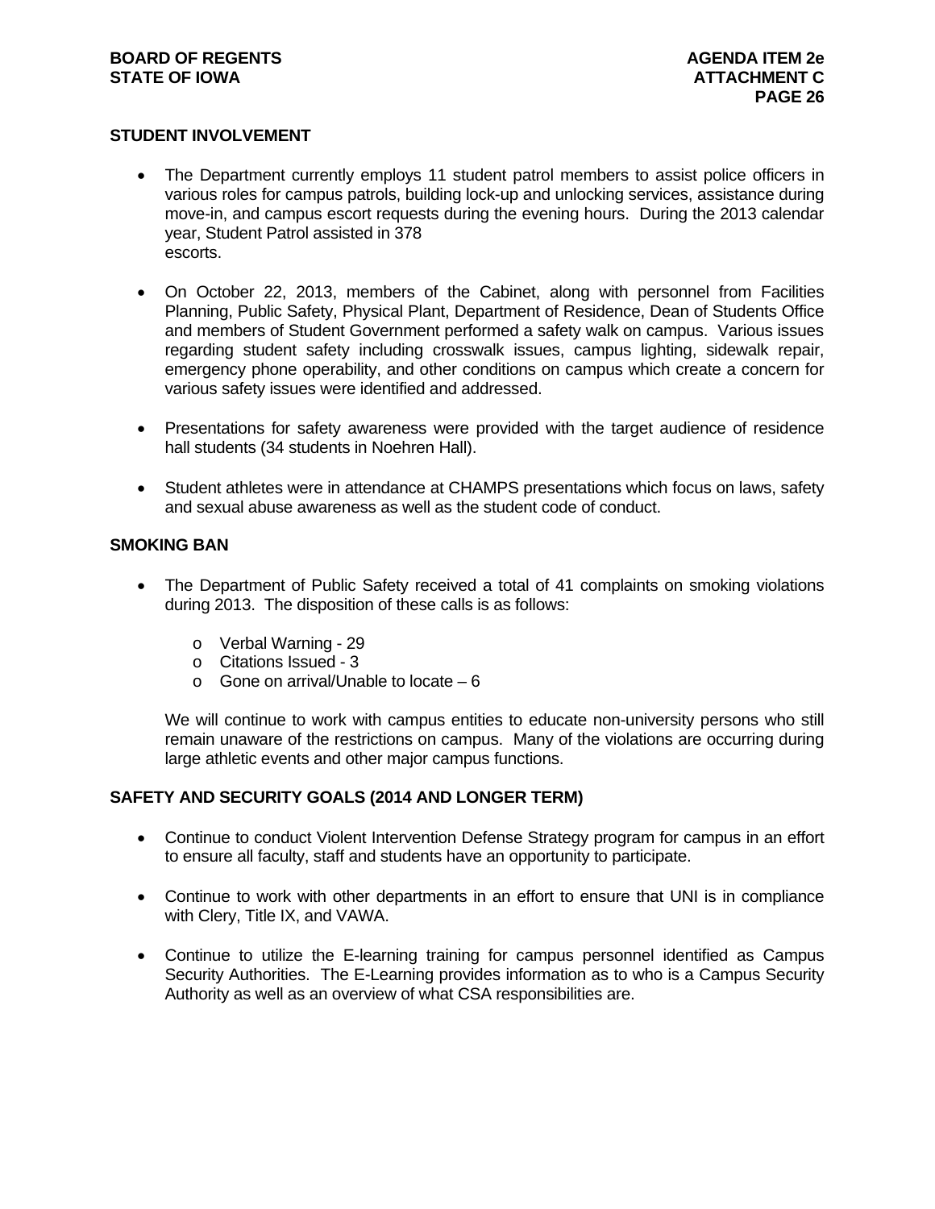## STUDENT INVOLVEMENT

- The Department currently employs 11 student patrol members to assist police officers in various roles for campus patrols, building lock-up and unlocking services, assistance during move-in, and campus escort requests during the evening hours. During the 2013 calendar year, Student Patrol assisted in 378 escorts.

- On October 22, 2013, members of the Cabinet, along with personnel from Facilities Planning, Public Safety, Physical Plant, Department of Residence, Dean of Students Office and members of Student Government performed a safety walk on campus. Various issues regarding student safety including crosswalk issues, campus lighting, sidewalk repair, emergency phone operability, and other conditions on campus which create a concern for various safety issues were identified and addressed.

- Presentations for safety awareness were provided with the target audience of residence hall students (34 students in Noehren Hall).

- Student athletes were in attendance at CHAMPS presentations which focus on laws, safety and sexual abuse awareness as well as the student code of conduct.

## SMOKING BAN

- The Department of Public Safety received a total of 41 complaints on smoking violations during 2013. The disposition of these calls is as follows:
    - Verbal Warning - 29
    - Citations Issued - 3
    - Gone on arrival/Unable to locate – 6

  We will continue to work with campus entities to educate non-university persons who still remain unaware of the restrictions on campus. Many of the violations are occurring during large athletic events and other major campus functions.

## SAFETY AND SECURITY GOALS (2014 AND LONGER TERM)

- Continue to conduct Violent Intervention Defense Strategy program for campus in an effort to ensure all faculty, staff and students have an opportunity to participate.

- Continue to work with other departments in an effort to ensure that UNI is in compliance with Clery, Title IX, and VAWA.

- Continue to utilize the E-learning training for campus personnel identified as Campus Security Authorities. The E-Learning provides information as to who is a Campus Security Authority as well as an overview of what CSA responsibilities are.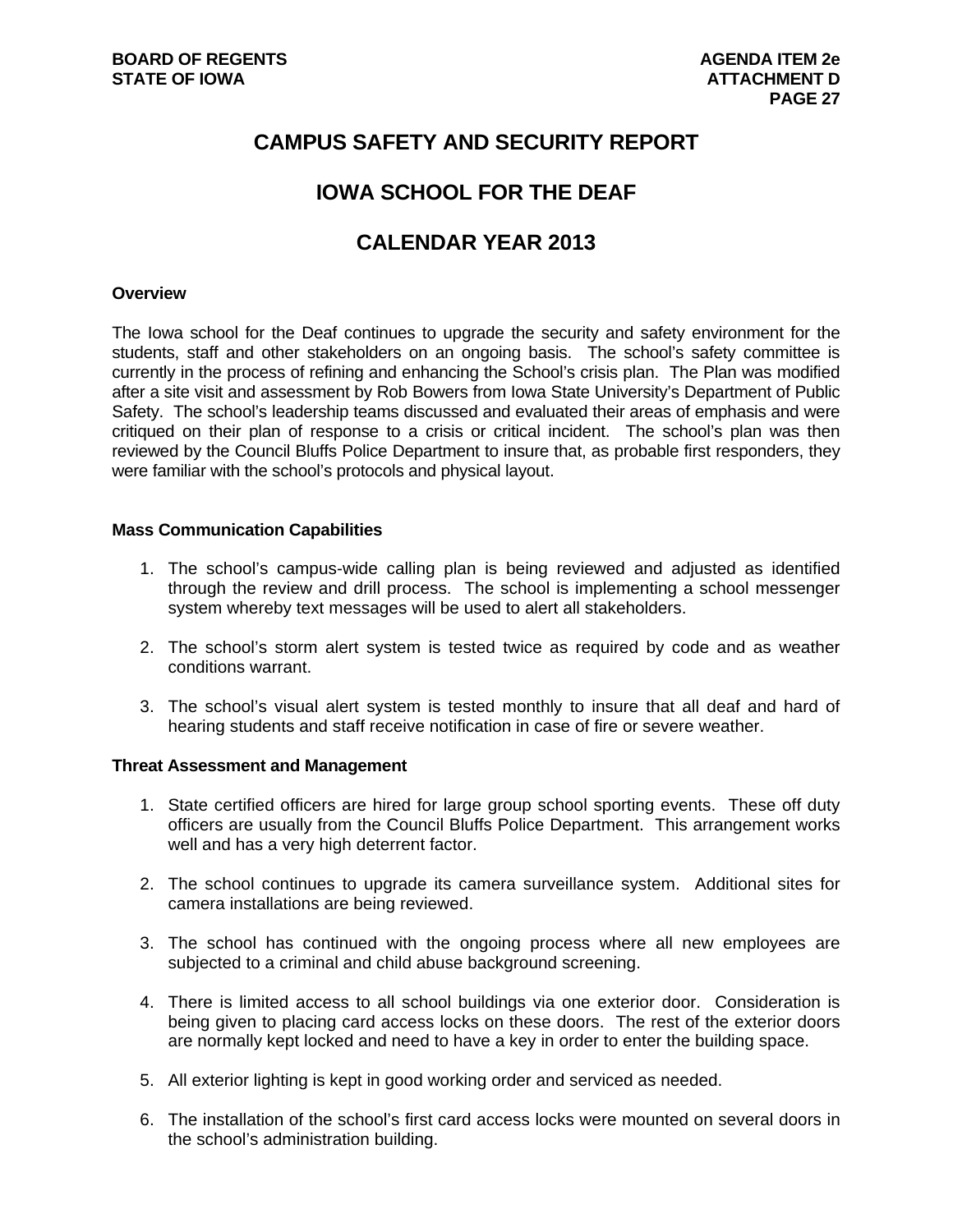# CAMPUS SAFETY AND SECURITY REPORT

# IOWA SCHOOL FOR THE DEAF

# CALENDAR YEAR 2013

**Overview**

The Iowa school for the Deaf continues to upgrade the security and safety environment for the students, staff and other stakeholders on an ongoing basis. The school's safety committee is currently in the process of refining and enhancing the School's crisis plan. The Plan was modified after a site visit and assessment by Rob Bowers from Iowa State University's Department of Public Safety. The school's leadership teams discussed and evaluated their areas of emphasis and were critiqued on their plan of response to a crisis or critical incident. The school's plan was then reviewed by the Council Bluffs Police Department to insure that, as probable first responders, they were familiar with the school's protocols and physical layout.

**Mass Communication Capabilities**

1. The school's campus-wide calling plan is being reviewed and adjusted as identified through the review and drill process. The school is implementing a school messenger system whereby text messages will be used to alert all stakeholders.

2. The school's storm alert system is tested twice as required by code and as weather conditions warrant.

3. The school's visual alert system is tested monthly to insure that all deaf and hard of hearing students and staff receive notification in case of fire or severe weather.

**Threat Assessment and Management**

1. State certified officers are hired for large group school sporting events. These off duty officers are usually from the Council Bluffs Police Department. This arrangement works well and has a very high deterrent factor.

2. The school continues to upgrade its camera surveillance system. Additional sites for camera installations are being reviewed.

3. The school has continued with the ongoing process where all new employees are subjected to a criminal and child abuse background screening.

4. There is limited access to all school buildings via one exterior door. Consideration is being given to placing card access locks on these doors. The rest of the exterior doors are normally kept locked and need to have a key in order to enter the building space.

5. All exterior lighting is kept in good working order and serviced as needed.

6. The installation of the school's first card access locks were mounted on several doors in the school's administration building.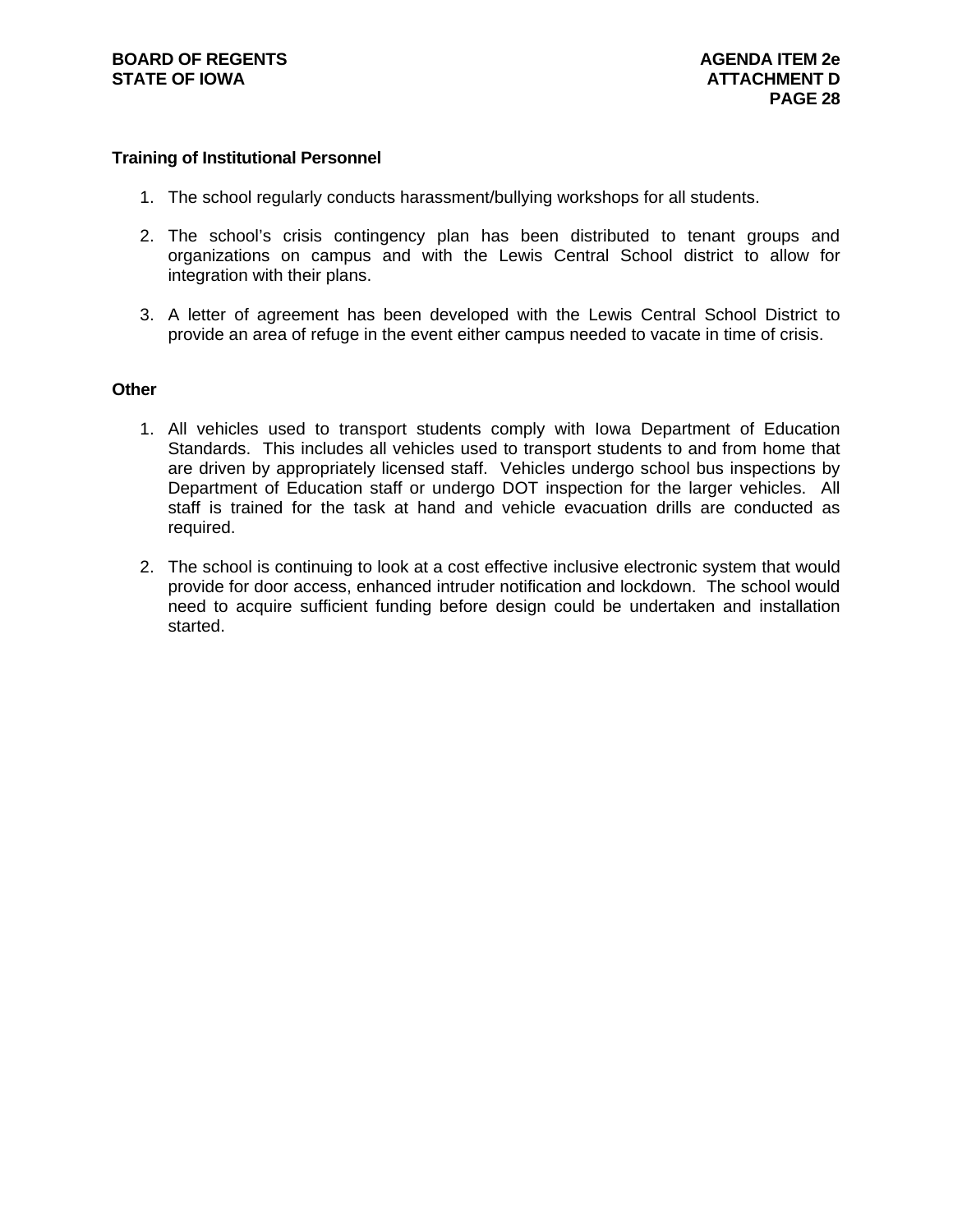**Training of Institutional Personnel**

1. The school regularly conducts harassment/bullying workshops for all students.

2. The school's crisis contingency plan has been distributed to tenant groups and organizations on campus and with the Lewis Central School district to allow for integration with their plans.

3. A letter of agreement has been developed with the Lewis Central School District to provide an area of refuge in the event either campus needed to vacate in time of crisis.

**Other**

1. All vehicles used to transport students comply with Iowa Department of Education Standards. This includes all vehicles used to transport students to and from home that are driven by appropriately licensed staff. Vehicles undergo school bus inspections by Department of Education staff or undergo DOT inspection for the larger vehicles. All staff is trained for the task at hand and vehicle evacuation drills are conducted as required.

2. The school is continuing to look at a cost effective inclusive electronic system that would provide for door access, enhanced intruder notification and lockdown. The school would need to acquire sufficient funding before design could be undertaken and installation started.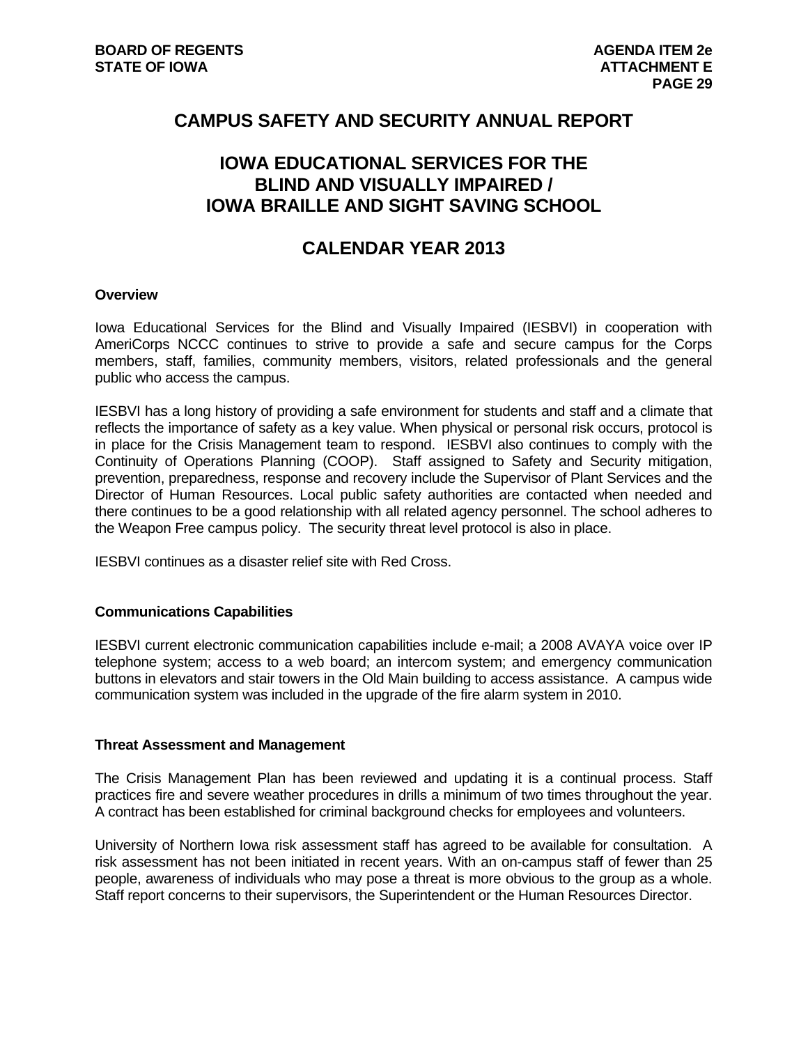# CAMPUS SAFETY AND SECURITY ANNUAL REPORT

# IOWA EDUCATIONAL SERVICES FOR THE BLIND AND VISUALLY IMPAIRED / IOWA BRAILLE AND SIGHT SAVING SCHOOL

# CALENDAR YEAR 2013

**Overview**

Iowa Educational Services for the Blind and Visually Impaired (IESBVI) in cooperation with AmeriCorps NCCC continues to strive to provide a safe and secure campus for the Corps members, staff, families, community members, visitors, related professionals and the general public who access the campus.

IESBVI has a long history of providing a safe environment for students and staff and a climate that reflects the importance of safety as a key value. When physical or personal risk occurs, protocol is in place for the Crisis Management team to respond. IESBVI also continues to comply with the Continuity of Operations Planning (COOP). Staff assigned to Safety and Security mitigation, prevention, preparedness, response and recovery include the Supervisor of Plant Services and the Director of Human Resources. Local public safety authorities are contacted when needed and there continues to be a good relationship with all related agency personnel. The school adheres to the Weapon Free campus policy. The security threat level protocol is also in place.

IESBVI continues as a disaster relief site with Red Cross.

**Communications Capabilities**

IESBVI current electronic communication capabilities include e-mail; a 2008 AVAYA voice over IP telephone system; access to a web board; an intercom system; and emergency communication buttons in elevators and stair towers in the Old Main building to access assistance. A campus wide communication system was included in the upgrade of the fire alarm system in 2010.

**Threat Assessment and Management**

The Crisis Management Plan has been reviewed and updating it is a continual process. Staff practices fire and severe weather procedures in drills a minimum of two times throughout the year. A contract has been established for criminal background checks for employees and volunteers.

University of Northern Iowa risk assessment staff has agreed to be available for consultation. A risk assessment has not been initiated in recent years. With an on-campus staff of fewer than 25 people, awareness of individuals who may pose a threat is more obvious to the group as a whole. Staff report concerns to their supervisors, the Superintendent or the Human Resources Director.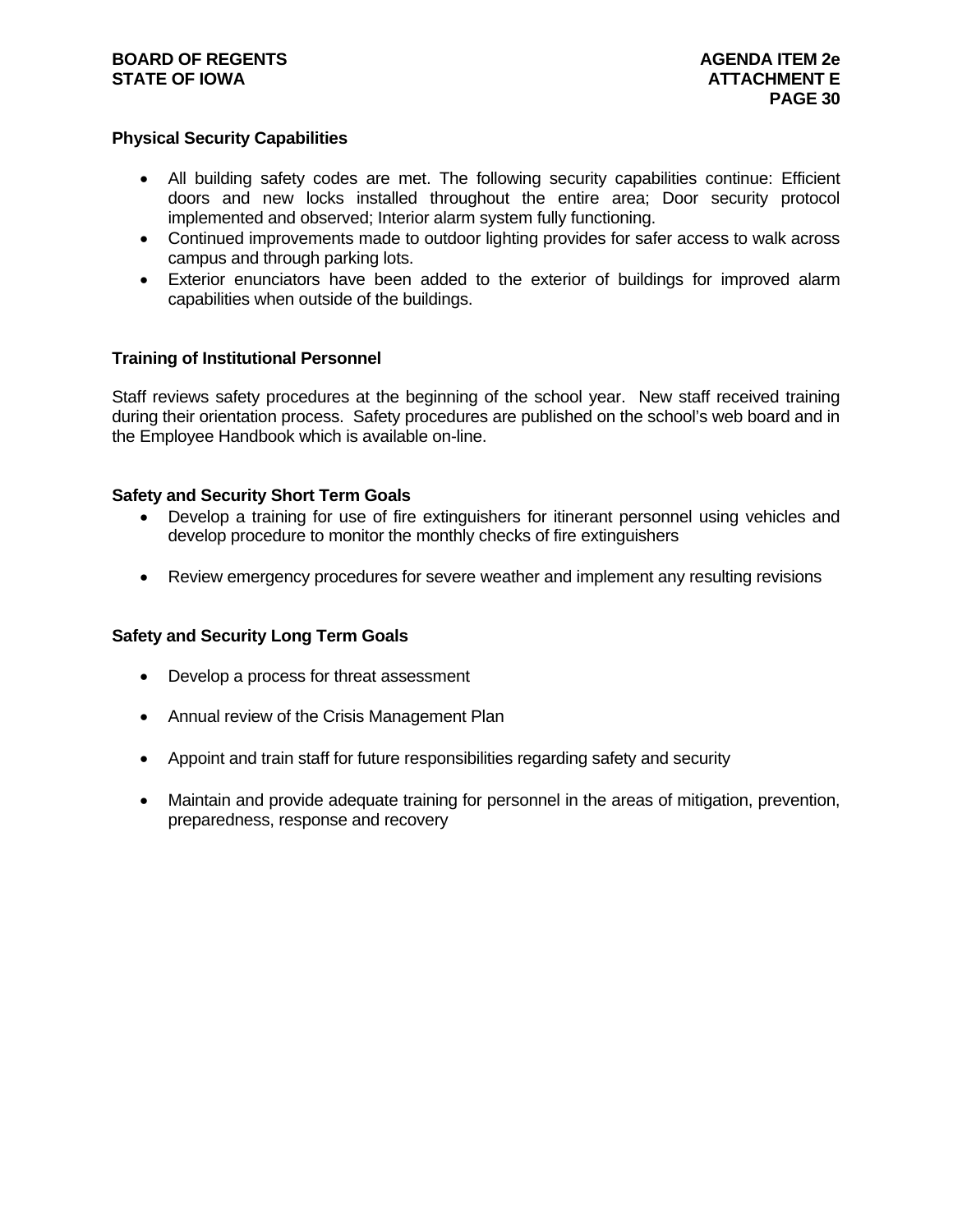**Physical Security Capabilities**

- All building safety codes are met. The following security capabilities continue: Efficient doors and new locks installed throughout the entire area; Door security protocol implemented and observed; Interior alarm system fully functioning.
- Continued improvements made to outdoor lighting provides for safer access to walk across campus and through parking lots.
- Exterior enunciators have been added to the exterior of buildings for improved alarm capabilities when outside of the buildings.

**Training of Institutional Personnel**

Staff reviews safety procedures at the beginning of the school year. New staff received training during their orientation process. Safety procedures are published on the school's web board and in the Employee Handbook which is available on-line.

**Safety and Security Short Term Goals**

- Develop a training for use of fire extinguishers for itinerant personnel using vehicles and develop procedure to monitor the monthly checks of fire extinguishers
- Review emergency procedures for severe weather and implement any resulting revisions

**Safety and Security Long Term Goals**

- Develop a process for threat assessment
- Annual review of the Crisis Management Plan
- Appoint and train staff for future responsibilities regarding safety and security
- Maintain and provide adequate training for personnel in the areas of mitigation, prevention, preparedness, response and recovery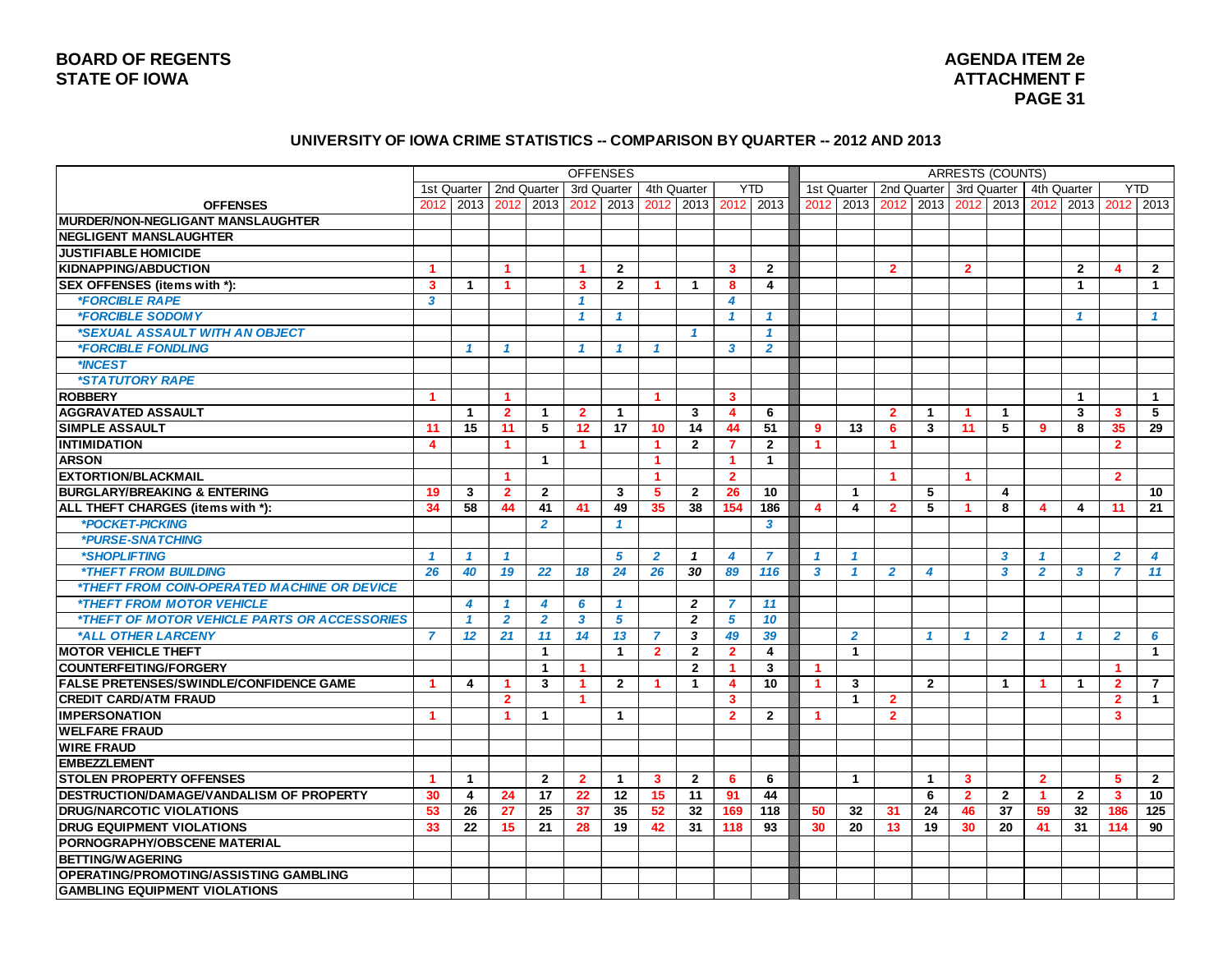## UNIVERSITY OF IOWA CRIME STATISTICS -- COMPARISON BY QUARTER -- 2012 AND 2013

| | OFFENSES | | | | | | | | | | ARRESTS (COUNTS) | | | | | | | | | |
|---|---|---|---|---|---|---|---|---|---|---|---|---|---|---|---|---|---|---|---|---|
| | 1st Quarter | | 2nd Quarter | | 3rd Quarter | | 4th Quarter | | YTD | | 1st Quarter | | 2nd Quarter | | 3rd Quarter | | 4th Quarter | | YTD | |
| **OFFENSES** | 2012 | 2013 | 2012 | 2013 | 2012 | 2013 | 2012 | 2013 | 2012 | 2013 | 2012 | 2013 | 2012 | 2013 | 2012 | 2013 | 2012 | 2013 | 2012 | 2013 |
| **MURDER/NON-NEGLIGANT MANSLAUGHTER** | | | | | | | | | | | | | | | | | | | | |
| **NEGLIGENT MANSLAUGHTER** | | | | | | | | | | | | | | | | | | | | |
| **JUSTIFIABLE HOMICIDE** | | | | | | | | | | | | | | | | | | | | |
| **KIDNAPPING/ABDUCTION** | 1 | | 1 | | 1 | 2 | | | 3 | 2 | | | 2 | | 2 | | | 2 | 4 | 2 |
| **SEX OFFENSES (items with *):** | 3 | 1 | 1 | | 3 | 2 | 1 | 1 | 8 | 4 | | | | | | | | 1 | | 1 |
| *\*FORCIBLE RAPE* | 3 | | | | 1 | | | | 4 | | | | | | | | | | | |
| *\*FORCIBLE SODOMY* | | | | | 1 | 1 | | | 1 | 1 | | | | | | | | 1 | | 1 |
| *\*SEXUAL ASSAULT WITH AN OBJECT* | | | | | | | | 1 | | 1 | | | | | | | | | | |
| *\*FORCIBLE FONDLING* | | 1 | 1 | | 1 | 1 | 1 | | 3 | 2 | | | | | | | | | | |
| *\*INCEST* | | | | | | | | | | | | | | | | | | | | |
| *\*STATUTORY RAPE* | | | | | | | | | | | | | | | | | | | | |
| **ROBBERY** | 1 | | 1 | | | | 1 | | 3 | | | | | | | | | 1 | | 1 |
| **AGGRAVATED ASSAULT** | | 1 | 2 | 1 | 2 | 1 | | 3 | 4 | 6 | | | 2 | 1 | 1 | 1 | | 3 | 3 | 5 |
| **SIMPLE ASSAULT** | 11 | 15 | 11 | 5 | 12 | 17 | 10 | 14 | 44 | 51 | 9 | 13 | 6 | 3 | 11 | 5 | 9 | 8 | 35 | 29 |
| **INTIMIDATION** | 4 | | 1 | | 1 | | 1 | 2 | 7 | 2 | 1 | | 1 | | | | | | 2 | |
| **ARSON** | | | | 1 | | | 1 | | 1 | 1 | | | | | | | | | | |
| **EXTORTION/BLACKMAIL** | | | 1 | | | | 1 | | 2 | | | | 1 | | 1 | | | | 2 | |
| **BURGLARY/BREAKING & ENTERING** | 19 | 3 | 2 | 2 | | 3 | 5 | 2 | 26 | 10 | | 1 | | 5 | | 4 | | | | 10 |
| **ALL THEFT CHARGES (items with *):** | 34 | 58 | 44 | 41 | 41 | 49 | 35 | 38 | 154 | 186 | 4 | 4 | 2 | 5 | 1 | 8 | 4 | 4 | 11 | 21 |
| *\*POCKET-PICKING* | | | | 2 | | 1 | | | | 3 | | | | | | | | | | |
| *\*PURSE-SNATCHING* | | | | | | | | | | | | | | | | | | | | |
| *\*SHOPLIFTING* | 1 | 1 | 1 | | | 5 | 2 | 1 | 4 | 7 | 1 | 1 | | | | 3 | 1 | | 2 | 4 |
| *\*THEFT FROM BUILDING* | 26 | 40 | 19 | 22 | 18 | 24 | 26 | 30 | 89 | 116 | 3 | 1 | 2 | 4 | | 3 | 2 | 3 | 7 | 11 |
| *\*THEFT FROM COIN-OPERATED MACHINE OR DEVICE* | | | | | | | | | | | | | | | | | | | | |
| *\*THEFT FROM MOTOR VEHICLE* | | 4 | 1 | 4 | 6 | 1 | | 2 | 7 | 11 | | | | | | | | | | |
| *\*THEFT OF MOTOR VEHICLE PARTS OR ACCESSORIES* | | 1 | 2 | 2 | 3 | 5 | | 2 | 5 | 10 | | | | | | | | | | |
| *\*ALL OTHER LARCENY* | 7 | 12 | 21 | 11 | 14 | 13 | 7 | 3 | 49 | 39 | | 2 | | 1 | 1 | 2 | 1 | 1 | 2 | 6 |
| **MOTOR VEHICLE THEFT** | | | | 1 | | 1 | 2 | 2 | 2 | 4 | | 1 | | | | | | | | 1 |
| **COUNTERFEITING/FORGERY** | | | | 1 | 1 | | | 2 | 1 | 3 | 1 | | | | | | | | 1 | |
| **FALSE PRETENSES/SWINDLE/CONFIDENCE GAME** | 1 | 4 | 1 | 3 | 1 | 2 | 1 | 1 | 4 | 10 | 1 | 3 | | 2 | | 1 | 1 | 1 | 2 | 7 |
| **CREDIT CARD/ATM FRAUD** | | | 2 | | 1 | | | | 3 | | | 1 | 2 | | | | | | 2 | 1 |
| **IMPERSONATION** | 1 | | 1 | 1 | | 1 | | | 2 | 2 | 1 | | 2 | | | | | | 3 | |
| **WELFARE FRAUD** | | | | | | | | | | | | | | | | | | | | |
| **WIRE FRAUD** | | | | | | | | | | | | | | | | | | | | |
| **EMBEZZLEMENT** | | | | | | | | | | | | | | | | | | | | |
| **STOLEN PROPERTY OFFENSES** | 1 | 1 | | 2 | 2 | 1 | 3 | 2 | 6 | 6 | | 1 | | 1 | 3 | | 2 | | 5 | 2 |
| **DESTRUCTION/DAMAGE/VANDALISM OF PROPERTY** | 30 | 4 | 24 | 17 | 22 | 12 | 15 | 11 | 91 | 44 | | | | 6 | 2 | 2 | 1 | 2 | 3 | 10 |
| **DRUG/NARCOTIC VIOLATIONS** | 53 | 26 | 27 | 25 | 37 | 35 | 52 | 32 | 169 | 118 | 50 | 32 | 31 | 24 | 46 | 37 | 59 | 32 | 186 | 125 |
| **DRUG EQUIPMENT VIOLATIONS** | 33 | 22 | 15 | 21 | 28 | 19 | 42 | 31 | 118 | 93 | 30 | 20 | 13 | 19 | 30 | 20 | 41 | 31 | 114 | 90 |
| **PORNOGRAPHY/OBSCENE MATERIAL** | | | | | | | | | | | | | | | | | | | | |
| **BETTING/WAGERING** | | | | | | | | | | | | | | | | | | | | |
| **OPERATING/PROMOTING/ASSISTING GAMBLING** | | | | | | | | | | | | | | | | | | | | |
| **GAMBLING EQUIPMENT VIOLATIONS** | | | | | | | | | | | | | | | | | | | | |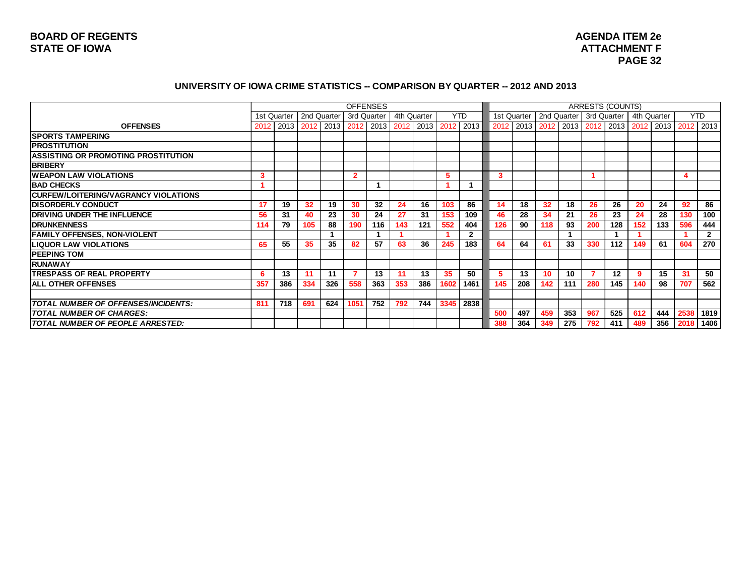BOARD OF REGENTS
STATE OF IOWA

AGENDA ITEM 2e
ATTACHMENT F

### UNIVERSITY OF IOWA CRIME STATISTICS -- COMPARISON BY QUARTER -- 2012 AND 2013

| | OFFENSES | | | | | | | | | | ARRESTS (COUNTS) | | | | | | | | | |
|---|---|---|---|---|---|---|---|---|---|---|---|---|---|---|---|---|---|---|---|---|
| | 1st Quarter | | 2nd Quarter | | 3rd Quarter | | 4th Quarter | | YTD | | 1st Quarter | | 2nd Quarter | | 3rd Quarter | | 4th Quarter | | YTD | |
| **OFFENSES** | 2012 | 2013 | 2012 | 2013 | 2012 | 2013 | 2012 | 2013 | 2012 | 2013 | 2012 | 2013 | 2012 | 2013 | 2012 | 2013 | 2012 | 2013 | 2012 | 2013 |
| **SPORTS TAMPERING** | | | | | | | | | | | | | | | | | | | | |
| **PROSTITUTION** | | | | | | | | | | | | | | | | | | | | |
| **ASSISTING OR PROMOTING PROSTITUTION** | | | | | | | | | | | | | | | | | | | | |
| **BRIBERY** | | | | | | | | | | | | | | | | | | | | |
| **WEAPON LAW VIOLATIONS** | 3 | | | | 2 | | | | 5 | | 3 | | | | 1 | | | | 4 | |
| **BAD CHECKS** | 1 | | | | | 1 | | | 1 | 1 | | | | | | | | | | |
| **CURFEW/LOITERING/VAGRANCY VIOLATIONS** | | | | | | | | | | | | | | | | | | | | |
| **DISORDERLY CONDUCT** | 17 | 19 | 32 | 19 | 30 | 32 | 24 | 16 | 103 | 86 | 14 | 18 | 32 | 18 | 26 | 26 | 20 | 24 | 92 | 86 |
| **DRIVING UNDER THE INFLUENCE** | 56 | 31 | 40 | 23 | 30 | 24 | 27 | 31 | 153 | 109 | 46 | 28 | 34 | 21 | 26 | 23 | 24 | 28 | 130 | 100 |
| **DRUNKENNESS** | 114 | 79 | 105 | 88 | 190 | 116 | 143 | 121 | 552 | 404 | 126 | 90 | 118 | 93 | 200 | 128 | 152 | 133 | 596 | 444 |
| **FAMILY OFFENSES, NON-VIOLENT** | | | | 1 | | 1 | 1 | | 1 | 2 | | | | 1 | | 1 | 1 | | 1 | 2 |
| **LIQUOR LAW VIOLATIONS** | 65 | 55 | 35 | 35 | 82 | 57 | 63 | 36 | 245 | 183 | 64 | 64 | 61 | 33 | 330 | 112 | 149 | 61 | 604 | 270 |
| **PEEPING TOM** | | | | | | | | | | | | | | | | | | | | |
| **RUNAWAY** | | | | | | | | | | | | | | | | | | | | |
| **TRESPASS OF REAL PROPERTY** | 6 | 13 | 11 | 11 | 7 | 13 | 11 | 13 | 35 | 50 | 5 | 13 | 10 | 10 | 7 | 12 | 9 | 15 | 31 | 50 |
| **ALL OTHER OFFENSES** | 357 | 386 | 334 | 326 | 558 | 363 | 353 | 386 | 1602 | 1461 | 145 | 208 | 142 | 111 | 280 | 145 | 140 | 98 | 707 | 562 |
| | | | | | | | | | | | | | | | | | | | | |
| ***TOTAL NUMBER OF OFFENSES/INCIDENTS:*** | 811 | 718 | 691 | 624 | 1051 | 752 | 792 | 744 | 3345 | 2838 | | | | | | | | | | |
| ***TOTAL NUMBER OF CHARGES:*** | | | | | | | | | | | 500 | 497 | 459 | 353 | 967 | 525 | 612 | 444 | 2538 | 1819 |
| ***TOTAL NUMBER OF PEOPLE ARRESTED:*** | | | | | | | | | | | 388 | 364 | 349 | 275 | 792 | 411 | 489 | 356 | 2018 | 1406 |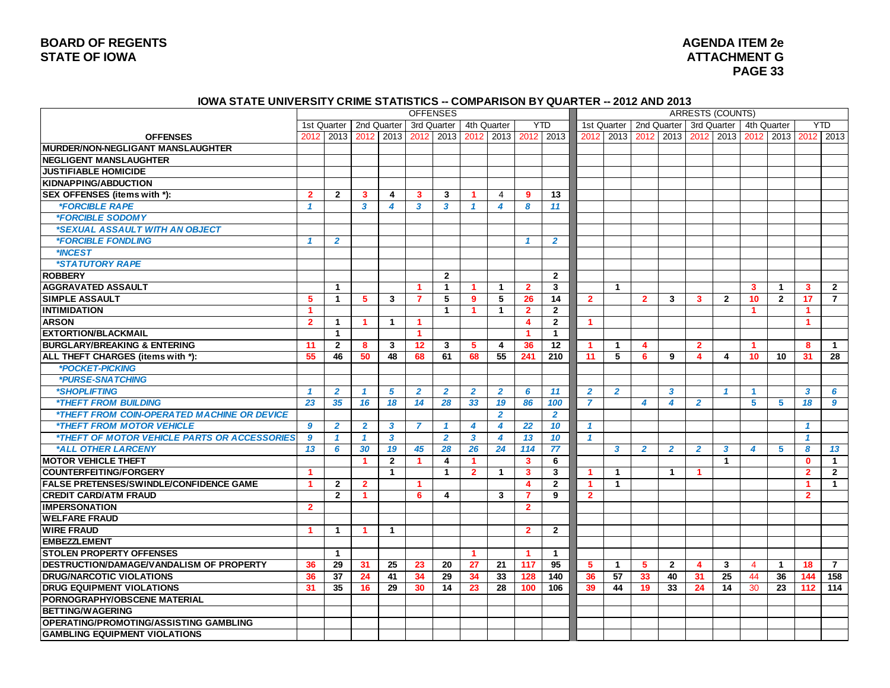BOARD OF REGENTS
STATE OF IOWA

AGENDA ITEM 2e
ATTACHMENT G

## IOWA STATE UNIVERSITY CRIME STATISTICS -- COMPARISON BY QUARTER -- 2012 AND 2013

| | OFFENSES | | | | | | | | | | ARRESTS (COUNTS) | | | | | | | | | |
|---|---|---|---|---|---|---|---|---|---|---|---|---|---|---|---|---|---|---|---|---|
| | 1st Quarter | | 2nd Quarter | | 3rd Quarter | | 4th Quarter | | YTD | | 1st Quarter | | 2nd Quarter | | 3rd Quarter | | 4th Quarter | | YTD | |
| **OFFENSES** | 2012 | 2013 | 2012 | 2013 | 2012 | 2013 | 2012 | 2013 | 2012 | 2013 | 2012 | 2013 | 2012 | 2013 | 2012 | 2013 | 2012 | 2013 | 2012 | 2013 |
| **MURDER/NON-NEGLIGANT MANSLAUGHTER** | | | | | | | | | | | | | | | | | | | | |
| **NEGLIGENT MANSLAUGHTER** | | | | | | | | | | | | | | | | | | | | |
| **JUSTIFIABLE HOMICIDE** | | | | | | | | | | | | | | | | | | | | |
| **KIDNAPPING/ABDUCTION** | | | | | | | | | | | | | | | | | | | | |
| **SEX OFFENSES (items with *):** | 2 | 2 | 3 | 4 | 3 | 3 | 1 | 4 | 9 | 13 | | | | | | | | | | |
| *FORCIBLE RAPE | 1 | | 3 | 4 | 3 | 3 | 1 | 4 | 8 | 11 | | | | | | | | | | |
| *FORCIBLE SODOMY | | | | | | | | | | | | | | | | | | | | |
| *SEXUAL ASSAULT WITH AN OBJECT | | | | | | | | | | | | | | | | | | | | |
| *FORCIBLE FONDLING | 1 | 2 | | | | | | | 1 | 2 | | | | | | | | | | |
| *INCEST | | | | | | | | | | | | | | | | | | | | |
| *STATUTORY RAPE | | | | | | | | | | | | | | | | | | | | |
| **ROBBERY** | | | | | | 2 | | | | 2 | | | | | | | | | | |
| **AGGRAVATED ASSAULT** | | 1 | | | 1 | 1 | 1 | 1 | 2 | 3 | | 1 | | | | | 3 | 1 | 3 | 2 |
| **SIMPLE ASSAULT** | 5 | 1 | 5 | 3 | 7 | 5 | 9 | 5 | 26 | 14 | 2 | | 2 | 3 | 3 | 2 | 10 | 2 | 17 | 7 |
| **INTIMIDATION** | 1 | | | | | 1 | 1 | 1 | 2 | 2 | | | | | | | 1 | | 1 | |
| **ARSON** | 2 | 1 | 1 | 1 | 1 | | | | 4 | 2 | 1 | | | | | | | | 1 | |
| **EXTORTION/BLACKMAIL** | | 1 | | | 1 | | | | 1 | 1 | | | | | | | | | | |
| **BURGLARY/BREAKING & ENTERING** | 11 | 2 | 8 | 3 | 12 | 3 | 5 | 4 | 36 | 12 | 1 | 1 | 4 | | 2 | | 1 | | 8 | 1 |
| **ALL THEFT CHARGES (items with *):** | 55 | 46 | 50 | 48 | 68 | 61 | 68 | 55 | 241 | 210 | 11 | 5 | 6 | 9 | 4 | 4 | 10 | 10 | 31 | 28 |
| *POCKET-PICKING | | | | | | | | | | | | | | | | | | | | |
| *PURSE-SNATCHING | | | | | | | | | | | | | | | | | | | | |
| *SHOPLIFTING | 1 | 2 | 1 | 5 | 2 | 2 | 2 | 2 | 6 | 11 | 2 | 2 | | 3 | | 1 | 1 | | 3 | 6 |
| *THEFT FROM BUILDING | 23 | 35 | 16 | 18 | 14 | 28 | 33 | 19 | 86 | 100 | 7 | | 4 | 4 | 2 | | 5 | 5 | 18 | 9 |
| *THEFT FROM COIN-OPERATED MACHINE OR DEVICE | | | | | | | | 2 | | 2 | | | | | | | | | | |
| *THEFT FROM MOTOR VEHICLE | 9 | 2 | 2 | 3 | 7 | 1 | 4 | 4 | 22 | 10 | 1 | | | | | | | | 1 | |
| *THEFT OF MOTOR VEHICLE PARTS OR ACCESSORIES | 9 | 1 | 1 | 3 | | 2 | 3 | 4 | 13 | 10 | 1 | | | | | | | | 1 | |
| *ALL OTHER LARCENY | 13 | 6 | 30 | 19 | 45 | 28 | 26 | 24 | 114 | 77 | | 3 | 2 | 2 | 2 | 3 | 4 | 5 | 8 | 13 |
| **MOTOR VEHICLE THEFT** | | | 1 | 2 | 1 | 4 | 1 | | 3 | 6 | | | | | | 1 | | | 0 | 1 |
| **COUNTERFEITING/FORGERY** | 1 | | | 1 | | 1 | 2 | 1 | 3 | 3 | 1 | 1 | | 1 | 1 | | | | 2 | 2 |
| **FALSE PRETENSES/SWINDLE/CONFIDENCE GAME** | 1 | 2 | 2 | | 1 | | | | 4 | 2 | 1 | 1 | | | | | | | 1 | 1 |
| **CREDIT CARD/ATM FRAUD** | | 2 | 1 | | 6 | 4 | | 3 | 7 | 9 | 2 | | | | | | | | 2 | |
| **IMPERSONATION** | 2 | | | | | | | | 2 | | | | | | | | | | | |
| **WELFARE FRAUD** | | | | | | | | | | | | | | | | | | | | |
| **WIRE FRAUD** | 1 | 1 | 1 | 1 | | | | | 2 | 2 | | | | | | | | | | |
| **EMBEZZLEMENT** | | | | | | | | | | | | | | | | | | | | |
| **STOLEN PROPERTY OFFENSES** | | 1 | | | | | 1 | | 1 | 1 | | | | | | | | | | |
| **DESTRUCTION/DAMAGE/VANDALISM OF PROPERTY** | 36 | 29 | 31 | 25 | 23 | 20 | 27 | 21 | 117 | 95 | 5 | 1 | 5 | 2 | 4 | 3 | 4 | 1 | 18 | 7 |
| **DRUG/NARCOTIC VIOLATIONS** | 36 | 37 | 24 | 41 | 34 | 29 | 34 | 33 | 128 | 140 | 36 | 57 | 33 | 40 | 31 | 25 | 44 | 36 | 144 | 158 |
| **DRUG EQUIPMENT VIOLATIONS** | 31 | 35 | 16 | 29 | 30 | 14 | 23 | 28 | 100 | 106 | 39 | 44 | 19 | 33 | 24 | 14 | 30 | 23 | 112 | 114 |
| **PORNOGRAPHY/OBSCENE MATERIAL** | | | | | | | | | | | | | | | | | | | | |
| **BETTING/WAGERING** | | | | | | | | | | | | | | | | | | | | |
| **OPERATING/PROMOTING/ASSISTING GAMBLING** | | | | | | | | | | | | | | | | | | | | |
| **GAMBLING EQUIPMENT VIOLATIONS** | | | | | | | | | | | | | | | | | | | | |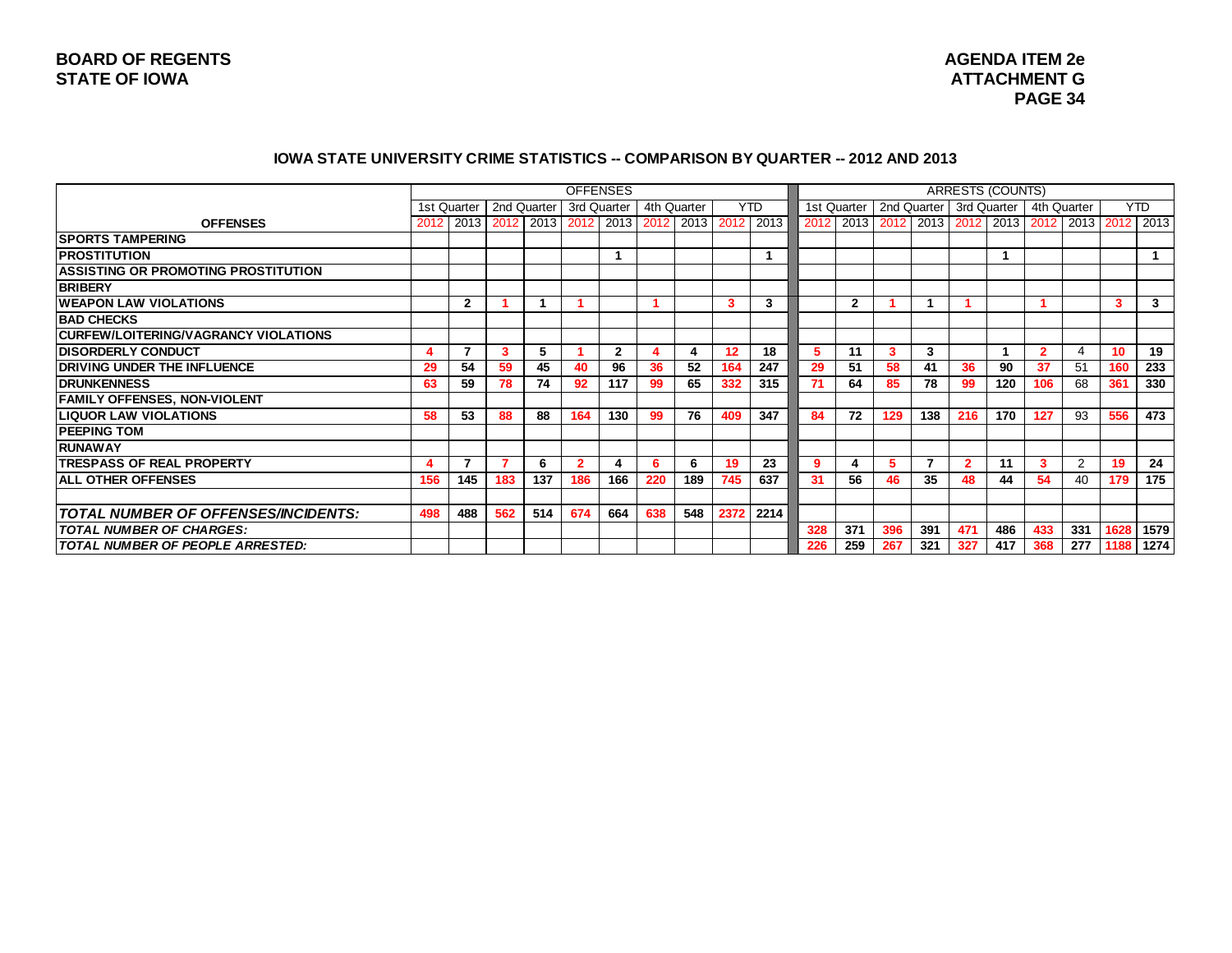## IOWA STATE UNIVERSITY CRIME STATISTICS -- COMPARISON BY QUARTER -- 2012 AND 2013

| | OFFENSES | | | | | | | | | | ARRESTS (COUNTS) | | | | | | | | | |
|---|---|---|---|---|---|---|---|---|---|---|---|---|---|---|---|---|---|---|---|---|
| | 1st Quarter | | 2nd Quarter | | 3rd Quarter | | 4th Quarter | | YTD | | 1st Quarter | | 2nd Quarter | | 3rd Quarter | | 4th Quarter | | YTD | |
| **OFFENSES** | 2012 | 2013 | 2012 | 2013 | 2012 | 2013 | 2012 | 2013 | 2012 | 2013 | 2012 | 2013 | 2012 | 2013 | 2012 | 2013 | 2012 | 2013 | 2012 | 2013 |
| **SPORTS TAMPERING** | | | | | | | | | | | | | | | | | | | | |
| **PROSTITUTION** | | | | | | 1 | | | | 1 | | | | | | 1 | | | | 1 |
| **ASSISTING OR PROMOTING PROSTITUTION** | | | | | | | | | | | | | | | | | | | | |
| **BRIBERY** | | | | | | | | | | | | | | | | | | | | |
| **WEAPON LAW VIOLATIONS** | | 2 | 1 | 1 | 1 | | 1 | | 3 | 3 | | 2 | 1 | 1 | 1 | | 1 | | 3 | 3 |
| **BAD CHECKS** | | | | | | | | | | | | | | | | | | | | |
| **CURFEW/LOITERING/VAGRANCY VIOLATIONS** | | | | | | | | | | | | | | | | | | | | |
| **DISORDERLY CONDUCT** | 4 | 7 | 3 | 5 | 1 | 2 | 4 | 4 | 12 | 18 | 5 | 11 | 3 | 3 | | 1 | 2 | 4 | 10 | 19 |
| **DRIVING UNDER THE INFLUENCE** | 29 | 54 | 59 | 45 | 40 | 96 | 36 | 52 | 164 | 247 | 29 | 51 | 58 | 41 | 36 | 90 | 37 | 51 | 160 | 233 |
| **DRUNKENNESS** | 63 | 59 | 78 | 74 | 92 | 117 | 99 | 65 | 332 | 315 | 71 | 64 | 85 | 78 | 99 | 120 | 106 | 68 | 361 | 330 |
| **FAMILY OFFENSES, NON-VIOLENT** | | | | | | | | | | | | | | | | | | | | |
| **LIQUOR LAW VIOLATIONS** | 58 | 53 | 88 | 88 | 164 | 130 | 99 | 76 | 409 | 347 | 84 | 72 | 129 | 138 | 216 | 170 | 127 | 93 | 556 | 473 |
| **PEEPING TOM** | | | | | | | | | | | | | | | | | | | | |
| **RUNAWAY** | | | | | | | | | | | | | | | | | | | | |
| **TRESPASS OF REAL PROPERTY** | 4 | 7 | 7 | 6 | 2 | 4 | 6 | 6 | 19 | 23 | 9 | 4 | 5 | 7 | 2 | 11 | 3 | 2 | 19 | 24 |
| **ALL OTHER OFFENSES** | 156 | 145 | 183 | 137 | 186 | 166 | 220 | 189 | 745 | 637 | 31 | 56 | 46 | 35 | 48 | 44 | 54 | 40 | 179 | 175 |
| | | | | | | | | | | | | | | | | | | | | |
| ***TOTAL NUMBER OF OFFENSES/INCIDENTS:*** | 498 | 488 | 562 | 514 | 674 | 664 | 638 | 548 | 2372 | 2214 | | | | | | | | | | |
| ***TOTAL NUMBER OF CHARGES:*** | | | | | | | | | | | 328 | 371 | 396 | 391 | 471 | 486 | 433 | 331 | 1628 | 1579 |
| ***TOTAL NUMBER OF PEOPLE ARRESTED:*** | | | | | | | | | | | 226 | 259 | 267 | 321 | 327 | 417 | 368 | 277 | 1188 | 1274 |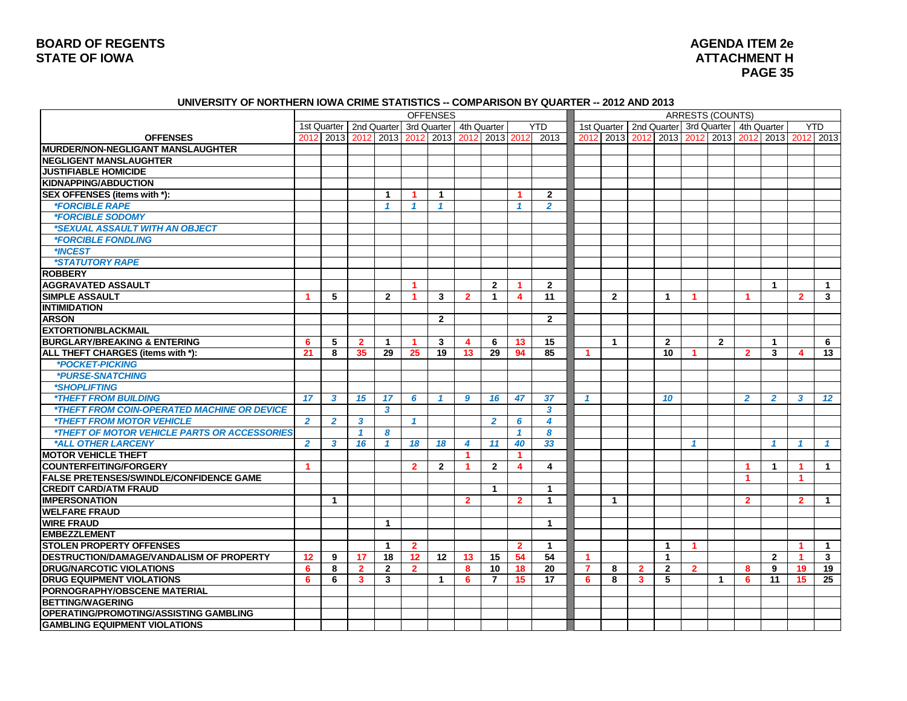**BOARD OF REGENTS**
**STATE OF IOWA**

**AGENDA ITEM 2e**
**ATTACHMENT H**

## UNIVERSITY OF NORTHERN IOWA CRIME STATISTICS -- COMPARISON BY QUARTER -- 2012 AND 2013

| | OFFENSES | | | | | | | | | | ARRESTS (COUNTS) | | | | | | | | | |
|---|---|---|---|---|---|---|---|---|---|---|---|---|---|---|---|---|---|---|---|---|
| | 1st Quarter | | 2nd Quarter | | 3rd Quarter | | 4th Quarter | | YTD | | 1st Quarter | | 2nd Quarter | | 3rd Quarter | | 4th Quarter | | YTD | |
| **OFFENSES** | 2012 | 2013 | 2012 | 2013 | 2012 | 2013 | 2012 | 2013 | 2012 | 2013 | 2012 | 2013 | 2012 | 2013 | 2012 | 2013 | 2012 | 2013 | 2012 | 2013 |
| **MURDER/NON-NEGLIGANT MANSLAUGHTER** | | | | | | | | | | | | | | | | | | | | |
| **NEGLIGENT MANSLAUGHTER** | | | | | | | | | | | | | | | | | | | | |
| **JUSTIFIABLE HOMICIDE** | | | | | | | | | | | | | | | | | | | | |
| **KIDNAPPING/ABDUCTION** | | | | | | | | | | | | | | | | | | | | |
| **SEX OFFENSES (items with *):** | | | | 1 | 1 | 1 | | | 1 | 2 | | | | | | | | | | |
| *\*FORCIBLE RAPE* | | | | 1 | 1 | 1 | | | 1 | 2 | | | | | | | | | | |
| *\*FORCIBLE SODOMY* | | | | | | | | | | | | | | | | | | | | |
| *\*SEXUAL ASSAULT WITH AN OBJECT* | | | | | | | | | | | | | | | | | | | | |
| *\*FORCIBLE FONDLING* | | | | | | | | | | | | | | | | | | | | |
| *\*INCEST* | | | | | | | | | | | | | | | | | | | | |
| *\*STATUTORY RAPE* | | | | | | | | | | | | | | | | | | | | |
| **ROBBERY** | | | | | | | | | | | | | | | | | | | | |
| **AGGRAVATED ASSAULT** | | | | | 1 | | | 2 | 1 | 2 | | | | | | | | 1 | | 1 |
| **SIMPLE ASSAULT** | 1 | 5 | | 2 | 1 | 3 | 2 | 1 | 4 | 11 | | 2 | | 1 | 1 | | 1 | | 2 | 3 |
| **INTIMIDATION** | | | | | | | | | | | | | | | | | | | | |
| **ARSON** | | | | | | 2 | | | | 2 | | | | | | | | | | |
| **EXTORTION/BLACKMAIL** | | | | | | | | | | | | | | | | | | | | |
| **BURGLARY/BREAKING & ENTERING** | 6 | 5 | 2 | 1 | 1 | 3 | 4 | 6 | 13 | 15 | | 1 | | 2 | | 2 | | 1 | | 6 |
| **ALL THEFT CHARGES (items with *):** | 21 | 8 | 35 | 29 | 25 | 19 | 13 | 29 | 94 | 85 | 1 | | | 10 | 1 | | 2 | 3 | 4 | 13 |
| *\*POCKET-PICKING* | | | | | | | | | | | | | | | | | | | | |
| *\*PURSE-SNATCHING* | | | | | | | | | | | | | | | | | | | | |
| *\*SHOPLIFTING* | | | | | | | | | | | | | | | | | | | | |
| *\*THEFT FROM BUILDING* | 17 | 3 | 15 | 17 | 6 | 1 | 9 | 16 | 47 | 37 | 1 | | | 10 | | | 2 | 2 | 3 | 12 |
| *\*THEFT FROM COIN-OPERATED MACHINE OR DEVICE* | | | | 3 | | | | | | 3 | | | | | | | | | | |
| *\*THEFT FROM MOTOR VEHICLE* | 2 | 2 | 3 | | 1 | | | 2 | 6 | 4 | | | | | | | | | | |
| *\*THEFT OF MOTOR VEHICLE PARTS OR ACCESSORIES* | | | 1 | 8 | | | | | 1 | 8 | | | | | | | | | | |
| *\*ALL OTHER LARCENY* | 2 | 3 | 16 | 1 | 18 | 18 | 4 | 11 | 40 | 33 | | | | | 1 | | | 1 | 1 | 1 |
| **MOTOR VEHICLE THEFT** | | | | | | | 1 | | 1 | | | | | | | | | | | |
| **COUNTERFEITING/FORGERY** | 1 | | | | 2 | 2 | 1 | 2 | 4 | 4 | | | | | | | 1 | 1 | 1 | 1 |
| **FALSE PRETENSES/SWINDLE/CONFIDENCE GAME** | | | | | | | | | | | | | | | | | 1 | | 1 | |
| **CREDIT CARD/ATM FRAUD** | | | | | | | | 1 | | 1 | | | | | | | | | | |
| **IMPERSONATION** | | 1 | | | | | 2 | | 2 | 1 | | 1 | | | | | 2 | | 2 | 1 |
| **WELFARE FRAUD** | | | | | | | | | | | | | | | | | | | | |
| **WIRE FRAUD** | | | | 1 | | | | | | 1 | | | | | | | | | | |
| **EMBEZZLEMENT** | | | | | | | | | | | | | | | | | | | | |
| **STOLEN PROPERTY OFFENSES** | | | | 1 | 2 | | | | 2 | 1 | | | | 1 | 1 | | | | 1 | 1 |
| **DESTRUCTION/DAMAGE/VANDALISM OF PROPERTY** | 12 | 9 | 17 | 18 | 12 | 12 | 13 | 15 | 54 | 54 | 1 | | | 1 | | | | 2 | 1 | 3 |
| **DRUG/NARCOTIC VIOLATIONS** | 6 | 8 | 2 | 2 | 2 | | 8 | 10 | 18 | 20 | 7 | 8 | 2 | 2 | 2 | | 8 | 9 | 19 | 19 |
| **DRUG EQUIPMENT VIOLATIONS** | 6 | 6 | 3 | 3 | | 1 | 6 | 7 | 15 | 17 | 6 | 8 | 3 | 5 | | 1 | 6 | 11 | 15 | 25 |
| **PORNOGRAPHY/OBSCENE MATERIAL** | | | | | | | | | | | | | | | | | | | | |
| **BETTING/WAGERING** | | | | | | | | | | | | | | | | | | | | |
| **OPERATING/PROMOTING/ASSISTING GAMBLING** | | | | | | | | | | | | | | | | | | | | |
| **GAMBLING EQUIPMENT VIOLATIONS** | | | | | | | | | | | | | | | | | | | | |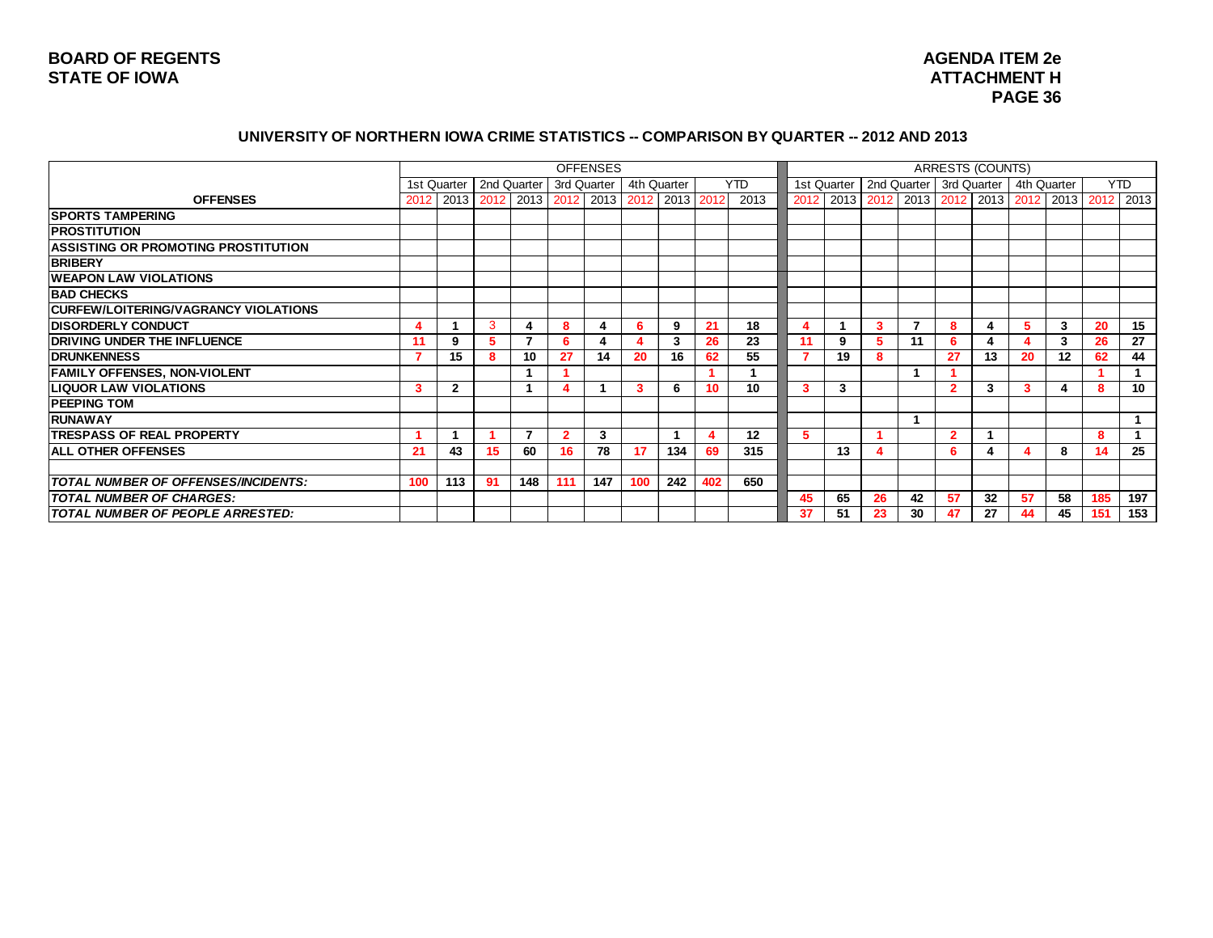## UNIVERSITY OF NORTHERN IOWA CRIME STATISTICS -- COMPARISON BY QUARTER -- 2012 AND 2013

| | OFFENSES | | | | | | | | | | ARRESTS (COUNTS) | | | | | | | | | |
|---|---|---|---|---|---|---|---|---|---|---|---|---|---|---|---|---|---|---|---|---|
| | 1st Quarter | | 2nd Quarter | | 3rd Quarter | | 4th Quarter | | YTD | | 1st Quarter | | 2nd Quarter | | 3rd Quarter | | 4th Quarter | | YTD | |
| **OFFENSES** | 2012 | 2013 | 2012 | 2013 | 2012 | 2013 | 2012 | 2013 | 2012 | 2013 | 2012 | 2013 | 2012 | 2013 | 2012 | 2013 | 2012 | 2013 | 2012 | 2013 |
| **SPORTS TAMPERING** | | | | | | | | | | | | | | | | | | | | |
| **PROSTITUTION** | | | | | | | | | | | | | | | | | | | | |
| **ASSISTING OR PROMOTING PROSTITUTION** | | | | | | | | | | | | | | | | | | | | |
| **BRIBERY** | | | | | | | | | | | | | | | | | | | | |
| **WEAPON LAW VIOLATIONS** | | | | | | | | | | | | | | | | | | | | |
| **BAD CHECKS** | | | | | | | | | | | | | | | | | | | | |
| **CURFEW/LOITERING/VAGRANCY VIOLATIONS** | | | | | | | | | | | | | | | | | | | | |
| **DISORDERLY CONDUCT** | 4 | 1 | 3 | 4 | 8 | 4 | 6 | 9 | 21 | 18 | 4 | 1 | 3 | 7 | 8 | 4 | 5 | 3 | 20 | 15 |
| **DRIVING UNDER THE INFLUENCE** | 11 | 9 | 5 | 7 | 6 | 4 | 4 | 3 | 26 | 23 | 11 | 9 | 5 | 11 | 6 | 4 | 4 | 3 | 26 | 27 |
| **DRUNKENNESS** | 7 | 15 | 8 | 10 | 27 | 14 | 20 | 16 | 62 | 55 | 7 | 19 | 8 | | 27 | 13 | 20 | 12 | 62 | 44 |
| **FAMILY OFFENSES, NON-VIOLENT** | | | | 1 | 1 | | | | 1 | 1 | | | | 1 | 1 | | | | 1 | 1 |
| **LIQUOR LAW VIOLATIONS** | 3 | 2 | | 1 | 4 | 1 | 3 | 6 | 10 | 10 | 3 | 3 | | | 2 | 3 | 3 | 4 | 8 | 10 |
| **PEEPING TOM** | | | | | | | | | | | | | | | | | | | | |
| **RUNAWAY** | | | | | | | | | | | | | | 1 | | | | | | 1 |
| **TRESPASS OF REAL PROPERTY** | 1 | 1 | 1 | 7 | 2 | 3 | | 1 | 4 | 12 | 5 | | 1 | | 2 | 1 | | | 8 | 1 |
| **ALL OTHER OFFENSES** | 21 | 43 | 15 | 60 | 16 | 78 | 17 | 134 | 69 | 315 | | 13 | 4 | | 6 | 4 | 4 | 8 | 14 | 25 |
| | | | | | | | | | | | | | | | | | | | | |
| ***TOTAL NUMBER OF OFFENSES/INCIDENTS:*** | 100 | 113 | 91 | 148 | 111 | 147 | 100 | 242 | 402 | 650 | | | | | | | | | | |
| ***TOTAL NUMBER OF CHARGES:*** | | | | | | | | | | | 45 | 65 | 26 | 42 | 57 | 32 | 57 | 58 | 185 | 197 |
| ***TOTAL NUMBER OF PEOPLE ARRESTED:*** | | | | | | | | | | | 37 | 51 | 23 | 30 | 47 | 27 | 44 | 45 | 151 | 153 |